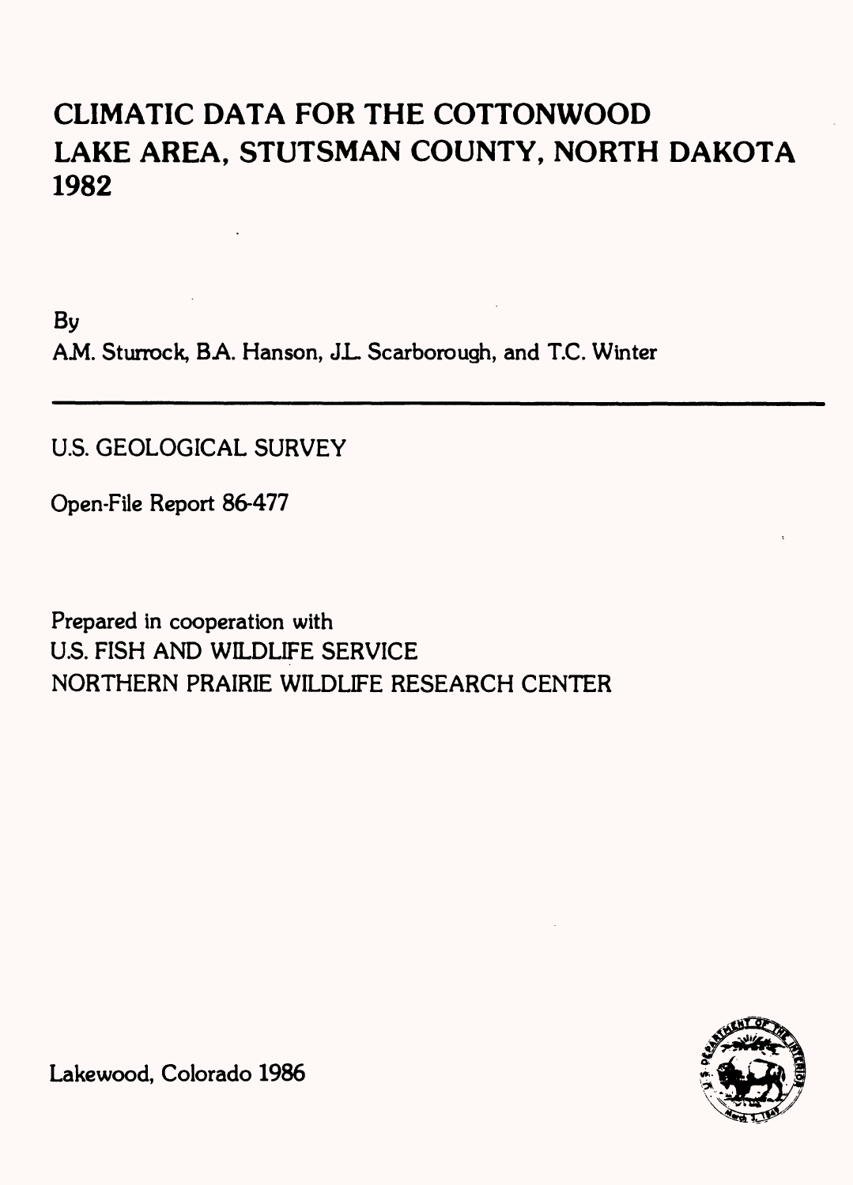# CLIMATIC DATA FOR THE COTTONWOOD LAKE AREA, STUTSMAN COUNTY, NORTH DAKOTA 1982

By

A.M. Sturrock, B.A. Hanson, J.L. Scarborough, and T.C. Winter

---

U.S. GEOLOGICAL SURVEY

Open-File Report 86-477

Prepared in cooperation with
U.S. FISH AND WILDLIFE SERVICE
NORTHERN PRAIRIE WILDLIFE RESEARCH CENTER

Lakewood, Colorado 1986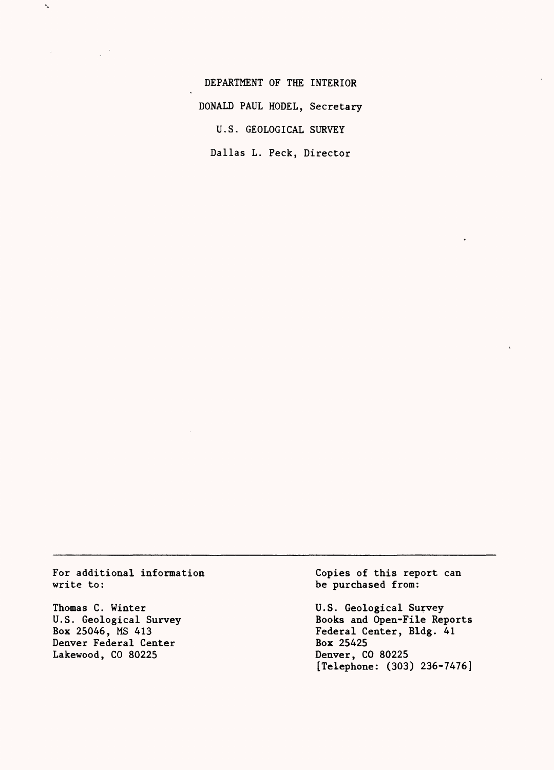DEPARTMENT OF THE INTERIOR

DONALD PAUL HODEL, Secretary

U.S. GEOLOGICAL SURVEY

Dallas L. Peck, Director

---

For additional information write to:

Thomas C. Winter
U.S. Geological Survey
Box 25046, MS 413
Denver Federal Center
Lakewood, CO 80225

Copies of this report can be purchased from:

U.S. Geological Survey
Books and Open-File Reports
Federal Center, Bldg. 41
Box 25425
Denver, CO 80225
[Telephone: (303) 236-7476]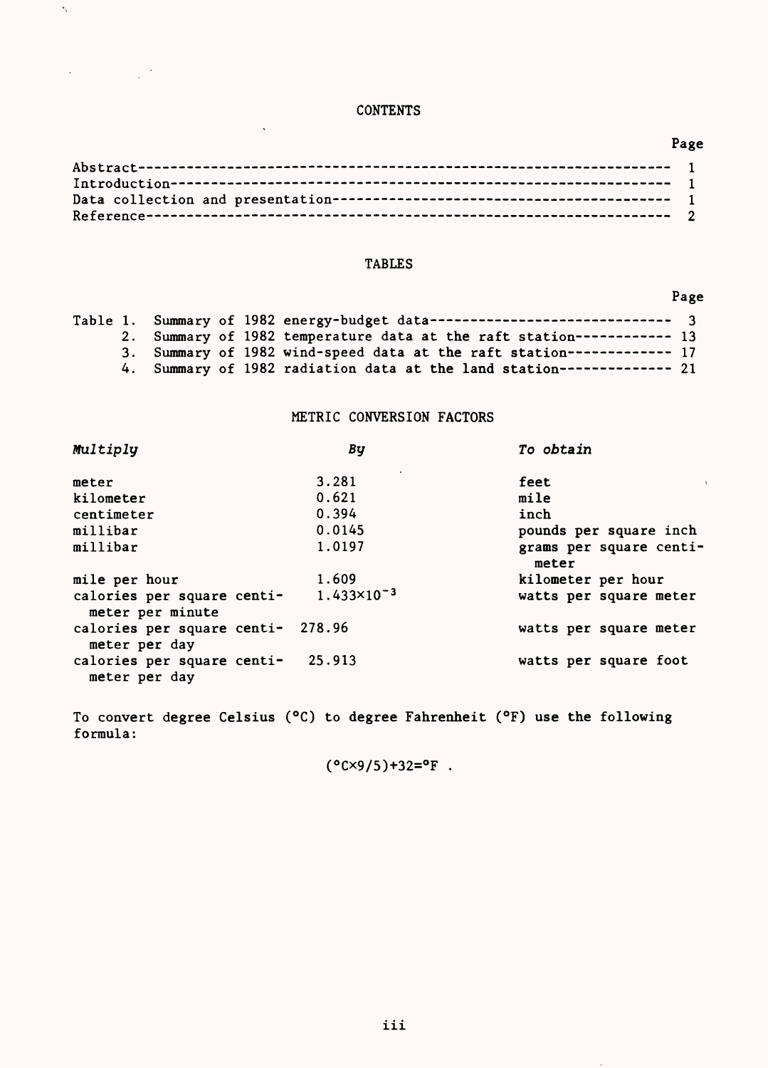# CONTENTS

| | Page |
|---|---|
| Abstract | 1 |
| Introduction | 1 |
| Data collection and presentation | 1 |
| Reference | 2 |

# TABLES

| | Page |
|---|---|
| Table 1. Summary of 1982 energy-budget data | 3 |
| 2. Summary of 1982 temperature data at the raft station | 13 |
| 3. Summary of 1982 wind-speed data at the raft station | 17 |
| 4. Summary of 1982 radiation data at the land station | 21 |

# METRIC CONVERSION FACTORS

| *Multiply* | *By* | *To obtain* |
|---|---|---|
| meter | 3.281 | feet |
| kilometer | 0.621 | mile |
| centimeter | 0.394 | inch |
| millibar | 0.0145 | pounds per square inch |
| millibar | 1.0197 | grams per square centimeter |
| mile per hour | 1.609 | kilometer per hour |
| calories per square centimeter per minute | $1.433 \times 10^{-3}$ | watts per square meter |
| calories per square centimeter per day | 278.96 | watts per square meter |
| calories per square centimeter per day | 25.913 | watts per square foot |

To convert degree Celsius (°C) to degree Fahrenheit (°F) use the following formula:

$$(°C \times 9/5) + 32 = °F \ .$$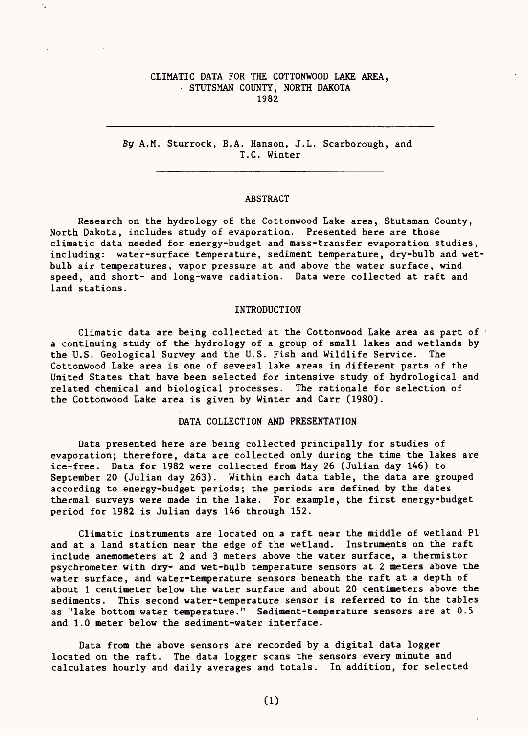# CLIMATIC DATA FOR THE COTTONWOOD LAKE AREA, STUTSMAN COUNTY, NORTH DAKOTA 1982

*By* A.M. Sturrock, B.A. Hanson, J.L. Scarborough, and T.C. Winter

## ABSTRACT

Research on the hydrology of the Cottonwood Lake area, Stutsman County, North Dakota, includes study of evaporation. Presented here are those climatic data needed for energy-budget and mass-transfer evaporation studies, including: water-surface temperature, sediment temperature, dry-bulb and wet-bulb air temperatures, vapor pressure at and above the water surface, wind speed, and short- and long-wave radiation. Data were collected at raft and land stations.

## INTRODUCTION

Climatic data are being collected at the Cottonwood Lake area as part of a continuing study of the hydrology of a group of small lakes and wetlands by the U.S. Geological Survey and the U.S. Fish and Wildlife Service. The Cottonwood Lake area is one of several lake areas in different parts of the United States that have been selected for intensive study of hydrological and related chemical and biological processes. The rationale for selection of the Cottonwood Lake area is given by Winter and Carr (1980).

## DATA COLLECTION AND PRESENTATION

Data presented here are being collected principally for studies of evaporation; therefore, data are collected only during the time the lakes are ice-free. Data for 1982 were collected from May 26 (Julian day 146) to September 20 (Julian day 263). Within each data table, the data are grouped according to energy-budget periods; the periods are defined by the dates thermal surveys were made in the lake. For example, the first energy-budget period for 1982 is Julian days 146 through 152.

Climatic instruments are located on a raft near the middle of wetland P1 and at a land station near the edge of the wetland. Instruments on the raft include anemometers at 2 and 3 meters above the water surface, a thermistor psychrometer with dry- and wet-bulb temperature sensors at 2 meters above the water surface, and water-temperature sensors beneath the raft at a depth of about 1 centimeter below the water surface and about 20 centimeters above the sediments. This second water-temperature sensor is referred to in the tables as "lake bottom water temperature." Sediment-temperature sensors are at 0.5 and 1.0 meter below the sediment-water interface.

Data from the above sensors are recorded by a digital data logger located on the raft. The data logger scans the sensors every minute and calculates hourly and daily averages and totals. In addition, for selected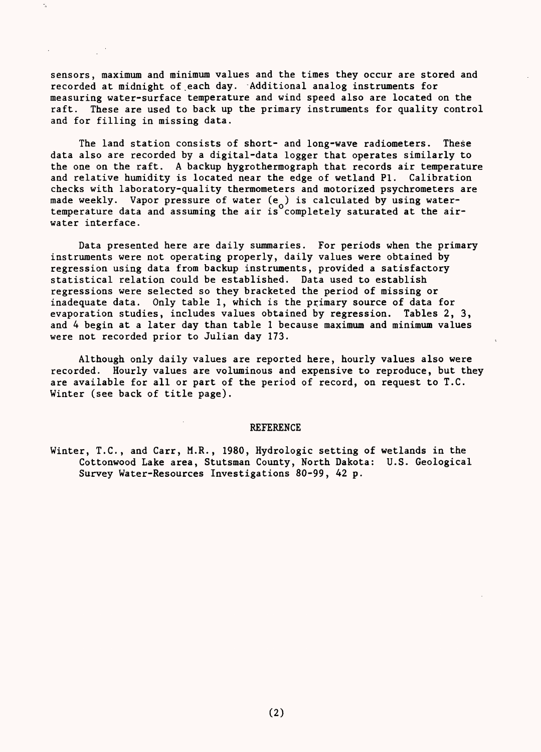sensors, maximum and minimum values and the times they occur are stored and recorded at midnight of each day. Additional analog instruments for measuring water-surface temperature and wind speed also are located on the raft. These are used to back up the primary instruments for quality control and for filling in missing data.

The land station consists of short- and long-wave radiometers. These data also are recorded by a digital-data logger that operates similarly to the one on the raft. A backup hygrothermograph that records air temperature and relative humidity is located near the edge of wetland P1. Calibration checks with laboratory-quality thermometers and motorized psychrometers are made weekly. Vapor pressure of water ($e_o$) is calculated by using water-temperature data and assuming the air is completely saturated at the air-water interface.

Data presented here are daily summaries. For periods when the primary instruments were not operating properly, daily values were obtained by regression using data from backup instruments, provided a satisfactory statistical relation could be established. Data used to establish regressions were selected so they bracketed the period of missing or inadequate data. Only table 1, which is the primary source of data for evaporation studies, includes values obtained by regression. Tables 2, 3, and 4 begin at a later day than table 1 because maximum and minimum values were not recorded prior to Julian day 173.

Although only daily values are reported here, hourly values also were recorded. Hourly values are voluminous and expensive to reproduce, but they are available for all or part of the period of record, on request to T.C. Winter (see back of title page).

## REFERENCE

Winter, T.C., and Carr, M.R., 1980, Hydrologic setting of wetlands in the Cottonwood Lake area, Stutsman County, North Dakota: U.S. Geological Survey Water-Resources Investigations 80-99, 42 p.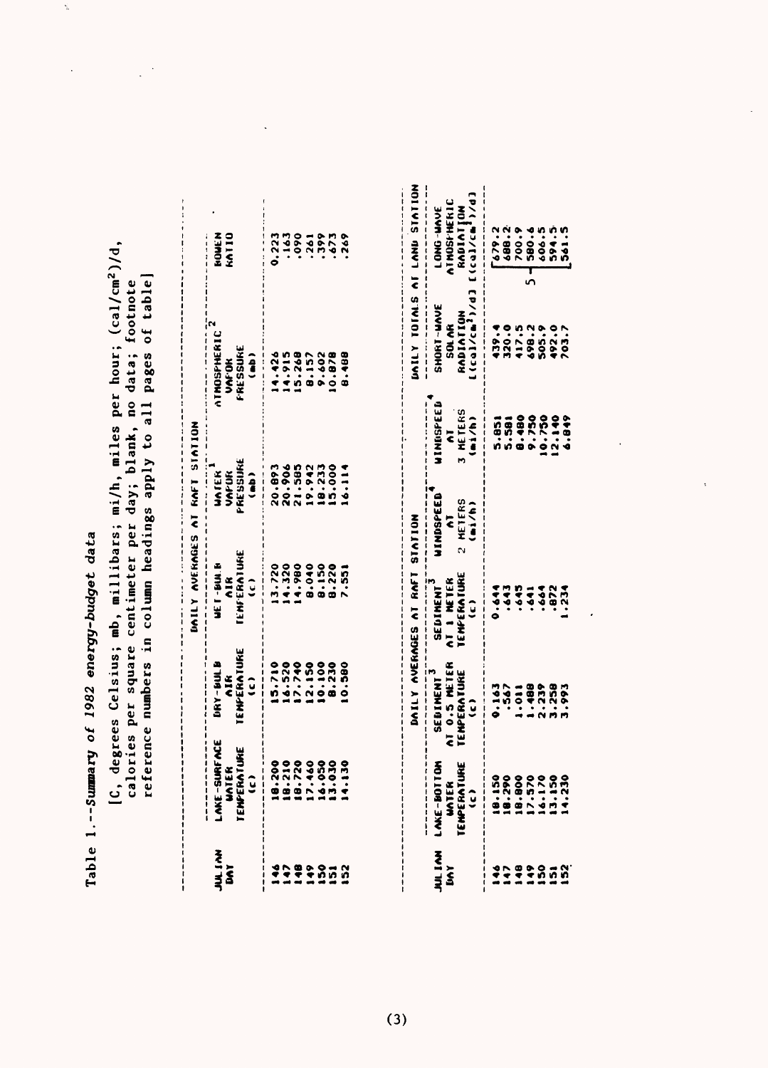Table 1.--*Summary of 1982 energy-budget data*

[C, degrees Celsius; mb, millibars; mi/h, miles per hour; (cal/cm$^2$)/d, calories per square centimeter per day; blank, no data; footnote reference numbers in column headings apply to all pages of table]

| | DAILY AVERAGES AT RAFT STATION | | | | | |
|---|---|---|---|---|---|---|
| JULIAN DAY | LAKE-SURFACE WATER TEMPERATURE (C) | DRY-BULB AIR TEMPERATURE (C) | WET-BULB AIR TEMPERATURE (C) | WATER[1] VAPOR PRESSURE (mb) | ATMOSPHERIC[2] VAPOR PRESSURE (mb) | BOWEN RATIO |
| 146 | 18.200 | 15.710 | 13.720 | 20.893 | 14.426 | 0.223 |
| 147 | 18.210 | 16.520 | 14.320 | 20.906 | 14.915 | .163 |
| 148 | 18.720 | 17.740 | 14.980 | 21.585 | 15.268 | .090 |
| 149 | 17.460 | 12.150 | 8.040 | 19.942 | 8.157 | .261 |
| 150 | 16.050 | 10.100 | 8.150 | 18.233 | 9.602 | .399 |
| 151 | 13.030 | 8.230 | 8.220 | 15.000 | 10.878 | .673 |
| 152 | 14.130 | 10.580 | 7.551 | 16.114 | 8.488 | .269 |

| | DAILY AVERAGES AT RAFT STATION | | | | | DAILY TOTALS AT LAND STATION | |
|---|---|---|---|---|---|---|---|
| JULIAN DAY | LAKE-BOTTOM WATER TEMPERATURE (C) | SEDIMENT[3] AT 0.5 METER TEMPERATURE (C) | SEDIMENT[3] AT 1 METER TEMPERATURE (C) | WINDSPEED[4] AT 2 METERS (mi/h) | WINDSPEED[4] AT 3 METERS (mi/h) | SHORT-WAVE SOLAR RADIATION [(cal/cm$^2$)/d] | LONG-WAVE ATMOSPHERIC RADIATION [(cal/cm$^2$)/d] |
| 146 | 18.150 | 9.163 | 0.644 | | 5.851 | 439.4 | 679.2 |
| 147 | 18.290 | .567 | .643 | | 5.581 | 320.0 | 688.2 |
| 148 | 18.800 | 1.011 | .645 | | 8.480 | 417.5 | 700.9 |
| 149 | 17.570 | 1.488 | .641 | | 9.750 | 698.2 | 580.6 |
| 150 | 16.170 | 2.239 | .664 | | 10.750 | 505.9 | 606.5 |
| 151 | 13.150 | 3.258 | .872 | | 12.140 | 492.0 | 594.5 |
| 152 | 14.230 | 3.993 | 1.234 | | 6.849 | 703.7 | 561.5 |

5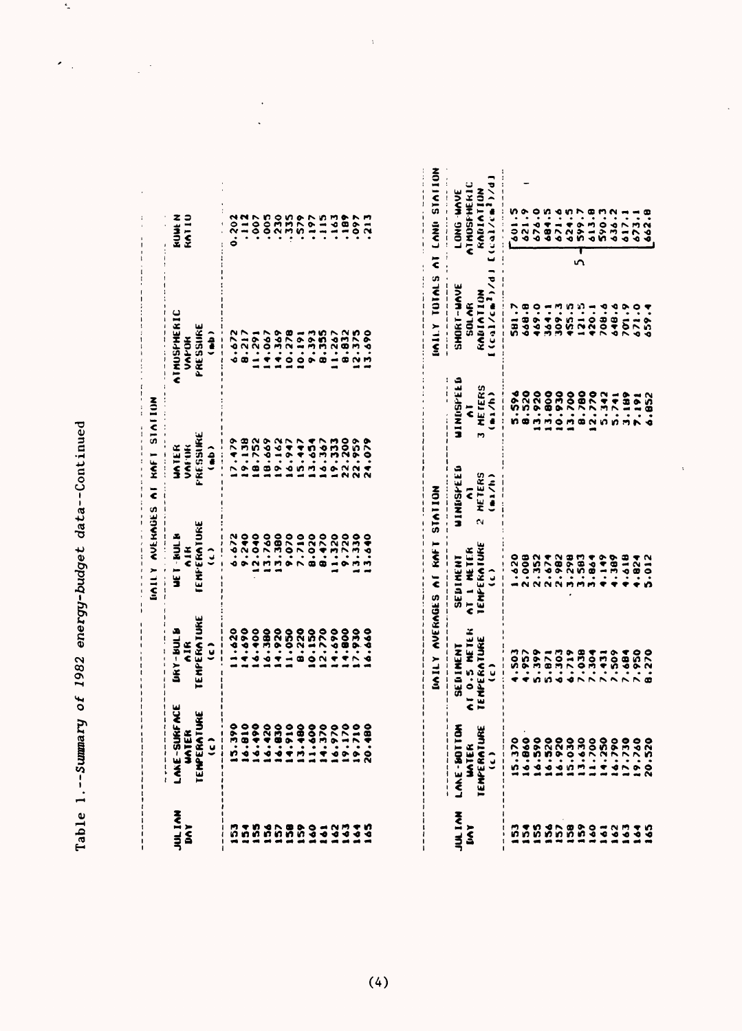Table 1.--*Summary of 1982 energy-budget data*--Continued

| JULIAN DAY | LAKE-SURFACE WATER TEMPERATURE (C) | DRY-BULB AIR TEMPERATURE (C) | WET-BULB AIR TEMPERATURE (C) | WATER VAPOR PRESSURE (mb) | ATMOSPHERIC VAPOR PRESSURE (mb) | BOWEN RATIO |
|---|---|---|---|---|---|---|
| | DAILY AVERAGES AT RAFT STATION | | | | | |
| 153 | 15.390 | 11.620 | 6.672 | 17.479 | 6.672 | 0.202 |
| 154 | 16.810 | 14.690 | 9.240 | 19.138 | 8.217 | .112 |
| 155 | 16.490 | 16.400 | 12.040 | 18.752 | 11.291 | .007 |
| 156 | 16.420 | 16.380 | 13.760 | 18.669 | 14.067 | .005 |
| 157 | 16.830 | 14.920 | 13.380 | 19.162 | 14.369 | .230 |
| 158 | 14.910 | 11.050 | 9.070 | 16.947 | 10.278 | .335 |
| 159 | 13.480 | 8.220 | 7.710 | 15.447 | 10.191 | .579 |
| 160 | 11.600 | 10.150 | 8.020 | 13.654 | 9.393 | .197 |
| 161 | 14.370 | 12.770 | 8.470 | 16.367 | 8.355 | .115 |
| 162 | 16.970 | 14.690 | 11.320 | 19.333 | 11.267 | .163 |
| 163 | 19.170 | 14.800 | 9.720 | 22.200 | 8.832 | .189 |
| 164 | 19.710 | 17.930 | 13.330 | 22.959 | 12.375 | .097 |
| 165 | 20.480 | 16.660 | 13.640 | 24.079 | 13.690 | .213 |

| JULIAN DAY | LAKE-BOTTOM WATER TEMPERATURE (C) | SEDIMENT AT 0.5 METER TEMPERATURE (C) | SEDIMENT AT 1 METER TEMPERATURE (C) | WINDSPEED AT 2 METERS (mi/h) | WINDSPEED AT 3 METERS (mi/h) | SHORT-WAVE SOLAR RADIATION [(cal/cm²)/d] | LONG-WAVE ATMOSPHERIC RADIATION [(cal/cm²)/d] |
|---|---|---|---|---|---|---|---|
| | DAILY AVERAGES AT RAFT STATION | | | | | DAILY TOTALS AT LAND STATION | |
| 153 | 15.370 | 4.503 | 1.620 | | 5.596 | 581.7 | 601.5 |
| 154 | 16.860 | 4.957 | 2.008 | | 8.520 | 668.8 | 621.9 |
| 155 | 16.590 | 5.399 | 2.352 | | 13.920 | 469.0 | 676.0 |
| 156 | 16.520 | 5.871 | 2.674 | | 13.800 | 364.1 | 684.5 |
| 157 | 16.920 | 6.303 | 2.982 | | 10.930 | 309.3 | 671.6 |
| 158 | 15.030 | 6.719 | 3.298 | | 13.700 | 455.5 | 624.5 |
| 159 | 13.630 | 7.038 | 3.583 | | 8.780 | 121.5 | 599.7 |
| 160 | 11.700 | 7.304 | 3.864 | | 12.770 | 420.1 | 613.8 |
| 161 | 14.250 | 7.431 | 4.149 | | 5.342 | 708.6 | 590.3 |
| 162 | 16.790 | 7.509 | 4.389 | | 5.741 | 648.6 | 636.2 |
| 163 | 17.730 | 7.684 | 4.618 | | 3.189 | 701.9 | 617.1 |
| 164 | 19.760 | 7.950 | 4.824 | | 7.191 | 671.0 | 673.1 |
| 165 | 20.520 | 8.270 | 5.012 | | 6.852 | 659.4 | 662.8 |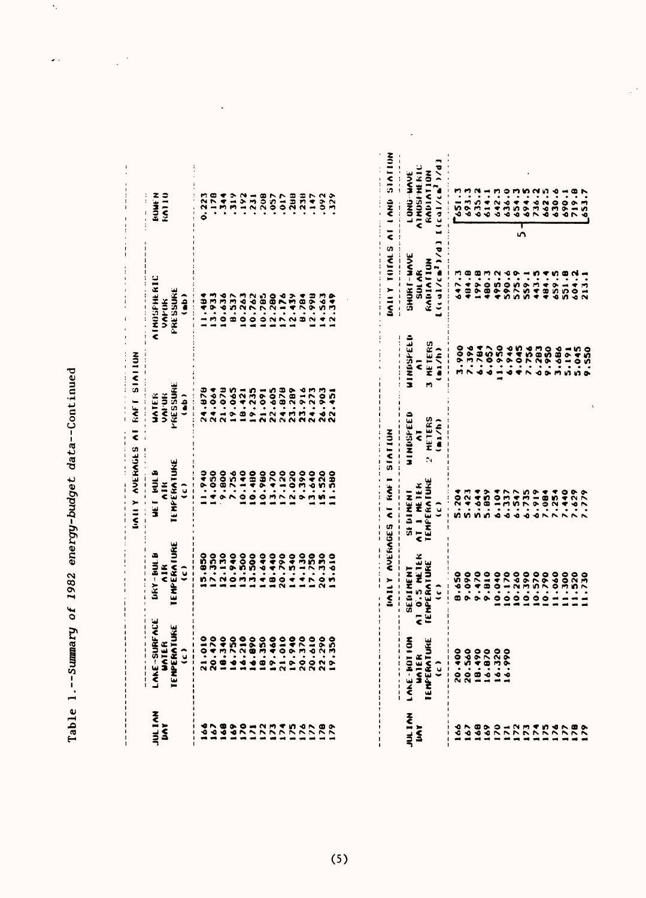Table 1.--*Summary of 1982 energy-budget data*--Continued

| JULIAN DAY | DAILY AVERAGES AT RAFT STATION: LAKE-SURFACE WATER TEMPERATURE (C) | DRY-BULB AIR TEMPERATURE (C) | WET BULB AIR TEMPERATURE (C) | WATER VAPOR PRESSURE (mb) | ATMOSPHERIC VAPOR PRESSURE (mb) | BOWEN RATIO |
|---|---|---|---|---|---|---|
| 166 | 21.010 | 15.850 | 11.940 | 24.878 | 11.484 | 0.223 |
| 167 | 20.470 | 17.350 | 14.050 | 24.064 | 13.933 | .178 |
| 168 | 18.340 | 12.130 | 9.800 | 21.078 | 10.636 | .344 |
| 169 | 16.750 | 10.940 | 7.756 | 19.065 | 8.537 | .319 |
| 170 | 16.210 | 13.500 | 10.140 | 18.421 | 10.263 | .192 |
| 171 | 16.890 | 13.500 | 10.480 | 19.235 | 10.762 | .231 |
| 172 | 18.350 | 14.640 | 10.980 | 21.091 | 10.785 | .208 |
| 173 | 19.460 | 18.440 | 13.470 | 22.605 | 12.280 | .057 |
| 174 | 21.010 | 20.790 | 17.120 | 24.878 | 17.176 | .017 |
| 175 | 19.940 | 14.540 | 12.020 | 23.289 | 12.439 | .288 |
| 176 | 20.370 | 14.130 | 9.390 | 23.916 | 8.784 | .238 |
| 177 | 20.610 | 17.750 | 13.640 | 24.273 | 12.998 | .147 |
| 178 | 22.290 | 20.330 | 15.520 | 26.903 | 14.563 | .092 |
| 179 | 19.350 | 13.610 | 11.580 | 22.451 | 12.349 | .329 |

| JULIAN DAY | DAILY AVERAGES AT RAFT STATION: LAKE-BOTTOM WATER TEMPERATURE (C) | SEDIMENT AT 0.5 METER TEMPERATURE (C) | SEDIMENT AT 1 METER TEMPERATURE (C) | WINDSPEED AT 2 METERS (mi/h) | WINDSPEED AT 3 METERS (mi/h) | DAILY TOTALS AT LAND STATION: SHORT-WAVE SOLAR RADIATION [(cal/cm$^2$)/d] | LONG-WAVE ATMOSPHERIC RADIATION [(cal/cm$^2$)/d] [5] |
|---|---|---|---|---|---|---|---|
| 166 | 20.400 | 8.650 | 5.204 | | 3.900 | 647.3 | 651.3 |
| 167 | 20.560 | 9.090 | 5.423 | | 7.396 | 484.8 | 693.3 |
| 168 | 18.490 | 9.470 | 5.644 | | 6.784 | 199.8 | 635.2 |
| 169 | 16.870 | 9.810 | 5.859 | | 6.057 | 480.3 | 614.1 |
| 170 | 16.320 | 10.040 | 6.104 | | 11.950 | 495.2 | 642.3 |
| 171 | 16.990 | 10.170 | 6.337 | | 6.946 | 590.6 | 636.0 |
| 172 | | 10.260 | 6.547 | | 4.045 | 575.9 | 654.3 |
| 173 | | 10.390 | 6.735 | | 7.756 | 559.1 | 694.5 |
| 174 | | 10.570 | 6.919 | | 6.283 | 443.5 | 736.2 |
| 175 | | 10.790 | 7.084 | | 9.950 | 484.4 | 662.5 |
| 176 | | 11.060 | 7.254 | | 3.686 | 659.5 | 630.6 |
| 177 | | 11.300 | 7.440 | | 5.191 | 551.8 | 690.1 |
| 178 | | 11.520 | 7.629 | | 5.045 | 604.2 | 719.8 |
| 179 | | 11.730 | 7.779 | | 9.550 | 213.1 | 653.7 |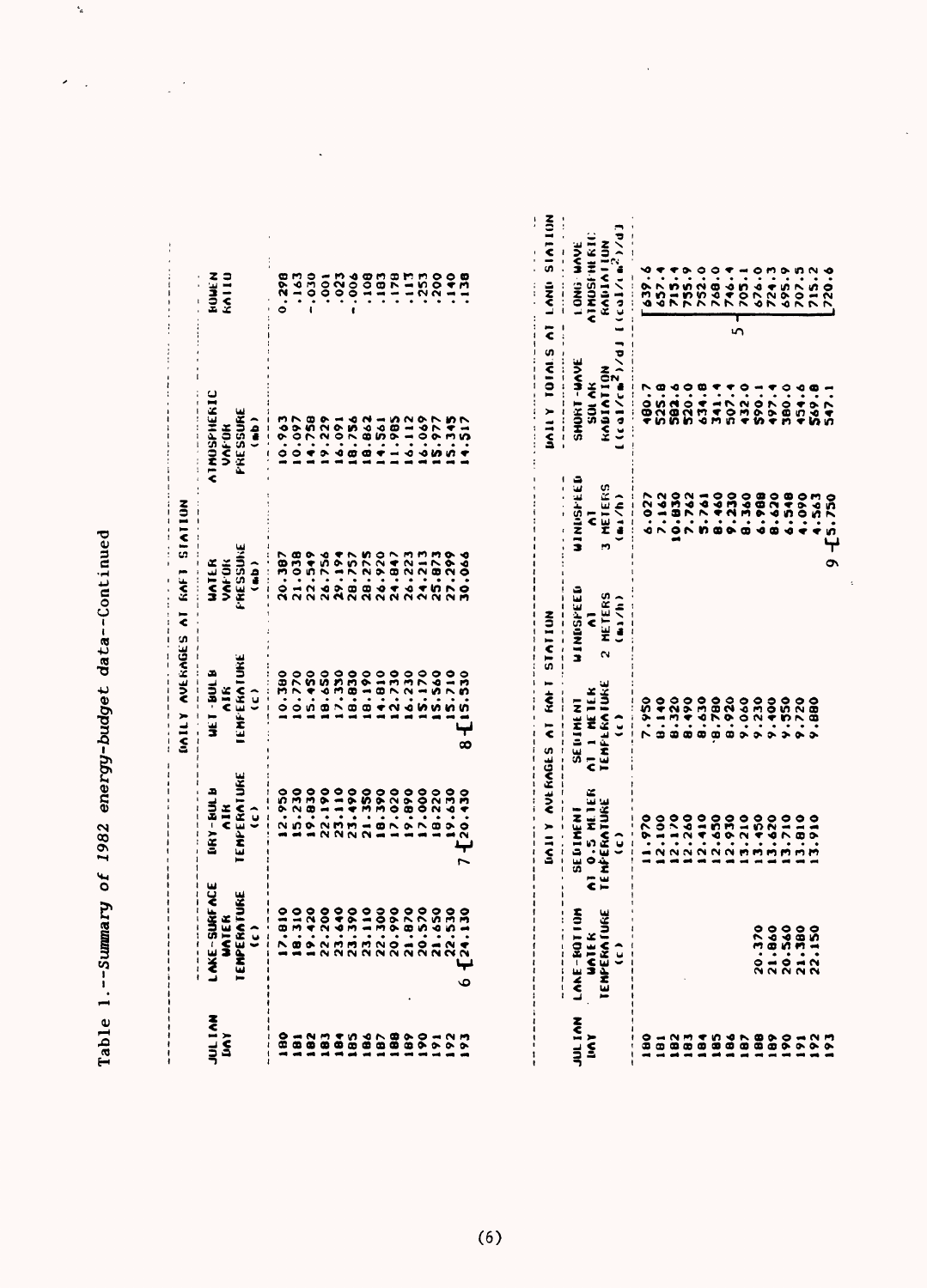Table 1.--*Summary of 1982 energy-budget data*--Continued

| JULIAN DAY | DAILY AVERAGES AT RAFT STATION | | | | | |
|---|---|---|---|---|---|---|
| | LAKE-SURFACE WATER TEMPERATURE (C) | DRY-BULB AIR TEMPERATURE (C) | WET-BULB AIR TEMPERATURE (C) | WATER VAPOR PRESSURE (mb) | ATMOSPHERIC VAPOR PRESSURE (mb) | BOWEN RATIO |
| 180 | 17.810 | 12.950 | 10.380 | 20.387 | 10.963 | 0.298 |
| 181 | 18.310 | 15.230 | 10.770 | 21.038 | 10.097 | .163 |
| 182 | 19.420 | 19.830 | 15.450 | 22.549 | 14.758 | -.030 |
| 183 | 22.200 | 22.190 | 18.650 | 26.756 | 19.229 | .001 |
| 184 | 23.640 | 23.110 | 17.330 | 29.194 | 16.091 | .023 |
| 185 | 23.390 | 23.490 | 18.830 | 28.757 | 18.756 | -.006 |
| 186 | 23.110 | 21.350 | 18.190 | 28.275 | 18.862 | .108 |
| 187 | 22.300 | 18.390 | 14.810 | 26.920 | 14.561 | .183 |
| 188 | 20.990 | 17.020 | 12.730 | 24.847 | 11.985 | .178 |
| 189 | 21.870 | 19.890 | 16.230 | 26.223 | 16.112 | .113 |
| 190 | 20.570 | 17.000 | 15.170 | 24.213 | 16.069 | .253 |
| 191 | 21.650 | 18.220 | 15.560 | 25.873 | 15.977 | .200 |
| 192 | 22.530 | 19.630 | 15.710 | 27.299 | 15.345 | .140 |
| 193 | [6] 24.130 | [7] 20.430 | [8] 15.530 | 30.066 | 14.517 | .138 |

| JULIAN DAY | DAILY AVERAGES AT RAFT STATION | | | | | DAILY TOTALS AT LAND STATION | |
|---|---|---|---|---|---|---|---|
| | LAKE-BOTTOM WATER TEMPERATURE (C) | SEDIMENT AT 0.5 METER TEMPERATURE (C) | SEDIMENT AT 1 METER TEMPERATURE (C) | WINDSPEED AT 2 METERS (mi/h) | WINDSPEED AT 3 METERS (mi/h) | SHORT-WAVE SOLAR RADIATION [(cal/cm²)/d] | LONG-WAVE ATMOSPHERIC RADIATION [(cal/cm²)/d] [5] |
| 180 | | 11.970 | 7.950 | | 6.027 | 480.7 | 639.6 |
| 181 | | 12.100 | 8.140 | | 7.162 | 525.8 | 657.4 |
| 182 | | 12.170 | 8.320 | | 10.830 | 582.6 | 715.4 |
| 183 | | 12.260 | 8.490 | | 7.762 | 520.0 | 755.9 |
| 184 | | 12.410 | 8.630 | | 5.761 | 634.8 | 752.0 |
| 185 | | 12.650 | 8.780 | | 8.460 | 341.4 | 768.0 |
| 186 | | 12.930 | 8.920 | | 9.230 | 507.4 | 746.4 |
| 187 | 20.370 | 13.210 | 9.060 | | 8.360 | 432.0 | 705.1 |
| 188 | 21.860 | 13.450 | 9.230 | | 6.988 | 590.1 | 676.0 |
| 189 | 20.560 | 13.620 | 9.400 | | 8.620 | 497.4 | 724.3 |
| 190 | 21.380 | 13.710 | 9.550 | | 6.548 | 380.0 | 695.9 |
| 191 | 22.150 | 13.810 | 9.720 | | 4.090 | 454.6 | 707.5 |
| 192 | | 13.910 | 9.880 | | 4.563 | 569.8 | 715.2 |
| 193 | | | | | [9] 5.750 | 547.1 | 720.6 |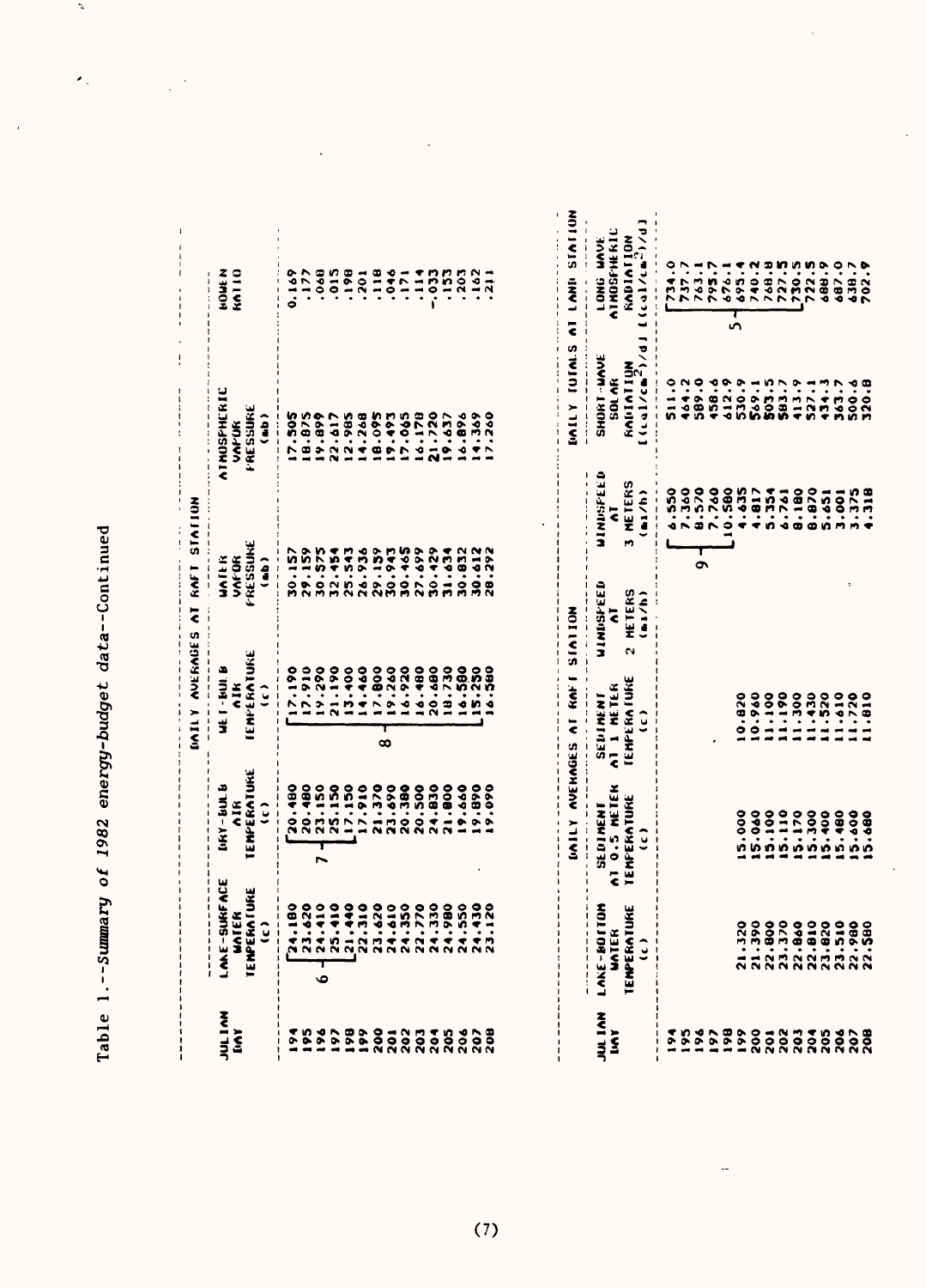Table 1.--*Summary of 1982 energy-budget data*--Continued

| JULIAN DAY | DAILY AVERAGES AT RAFT STATION: LAKE-SURFACE WATER TEMPERATURE (C) | DRY-BULB AIR TEMPERATURE (C) | WET-BULB AIR TEMPERATURE (C) | WATER VAPOR PRESSURE (mb) | ATMOSPHERIC VAPOR PRESSURE (mb) | BOWEN RATIO |
|---|---|---|---|---|---|---|
| 194 | [6] 24.180 | [7] 20.480 | [8] 17.190 | 30.157 | 17.505 | 0.169 |
| 195 | 23.620 | 20.480 | 17.910 | 29.159 | 18.875 | .177 |
| 196 | 24.410 | 23.150 | 19.290 | 30.575 | 19.899 | .068 |
| 197 | 25.410 | 25.150 | 21.190 | 32.454 | 22.617 | .015 |
| 198 | 21.440 | 17.150 | 13.400 | 25.543 | 12.985 | .198 |
| 199 | 22.310 | 17.910 | 14.460 | 26.936 | 14.268 | .201 |
| 200 | 23.620 | 21.370 | 17.800 | 29.159 | 18.095 | .118 |
| 201 | 24.610 | 23.690 | 19.260 | 30.943 | 19.493 | .046 |
| 202 | 24.350 | 20.380 | 16.920 | 30.465 | 17.065 | .171 |
| 203 | 22.770 | 20.500 | 16.480 | 27.699 | 16.178 | .114 |
| 204 | 24.330 | 24.830 | 20.680 | 30.429 | 21.720 | -.033 |
| 205 | 24.980 | 21.800 | 18.730 | 31.634 | 19.637 | .153 |
| 206 | 24.550 | 19.660 | 16.580 | 30.832 | 16.896 | .203 |
| 207 | 24.430 | 19.890 | 15.250 | 30.612 | 14.369 | .162 |
| 208 | 23.120 | 19.090 | 16.580 | 28.292 | 17.260 | .211 |

| JULIAN DAY | DAILY AVERAGES AT RAFT STATION: LAKE-BOTTOM WATER TEMPERATURE (C) | SEDIMENT AT 0.5 METER TEMPERATURE (C) | SEDIMENT AT 1 METER TEMPERATURE (C) | WINDSPEED AT 2 METERS (mi/h) | WINDSPEED AT 3 METERS (mi/h) | DAILY TOTALS AT LAND STATION: SHORT-WAVE SOLAR RADIATION [(cal/cm²)/d] | LONG-WAVE ATMOSPHERIC RADIATION [(cal/cm²)/d] |
|---|---|---|---|---|---|---|---|
| 194 | | | | | [9] 6.550 | 511.0 | [5] 734.0 |
| 195 | | | | | 7.360 | 464.2 | 737.7 |
| 196 | | | | | 8.570 | 589.0 | 763.1 |
| 197 | | | | | 7.760 | 458.6 | 795.7 |
| 198 | | | | | 10.580 | 612.9 | 676.1 |
| 199 | 21.320 | 15.000 | 10.820 | | 4.635 | 530.9 | 695.4 |
| 200 | 21.390 | 15.060 | 10.960 | | 4.817 | 569.1 | 740.2 |
| 201 | 22.800 | 15.100 | 11.100 | | 5.354 | 503.5 | 768.8 |
| 202 | 23.370 | 15.110 | 11.190 | | 6.761 | 583.7 | 727.5 |
| 203 | 22.860 | 15.170 | 11.300 | | 8.180 | 413.9 | 730.5 |
| 204 | 22.810 | 15.300 | 11.430 | | 8.870 | 527.1 | 722.5 |
| 205 | 23.820 | 15.400 | 11.520 | | 5.651 | 434.3 | 688.9 |
| 206 | 23.510 | 15.480 | 11.610 | | 3.001 | 363.7 | 687.0 |
| 207 | 22.980 | 15.600 | 11.720 | | 3.375 | 500.6 | 638.7 |
| 208 | 22.580 | 15.680 | 11.810 | | 4.318 | 320.8 | 702.9 |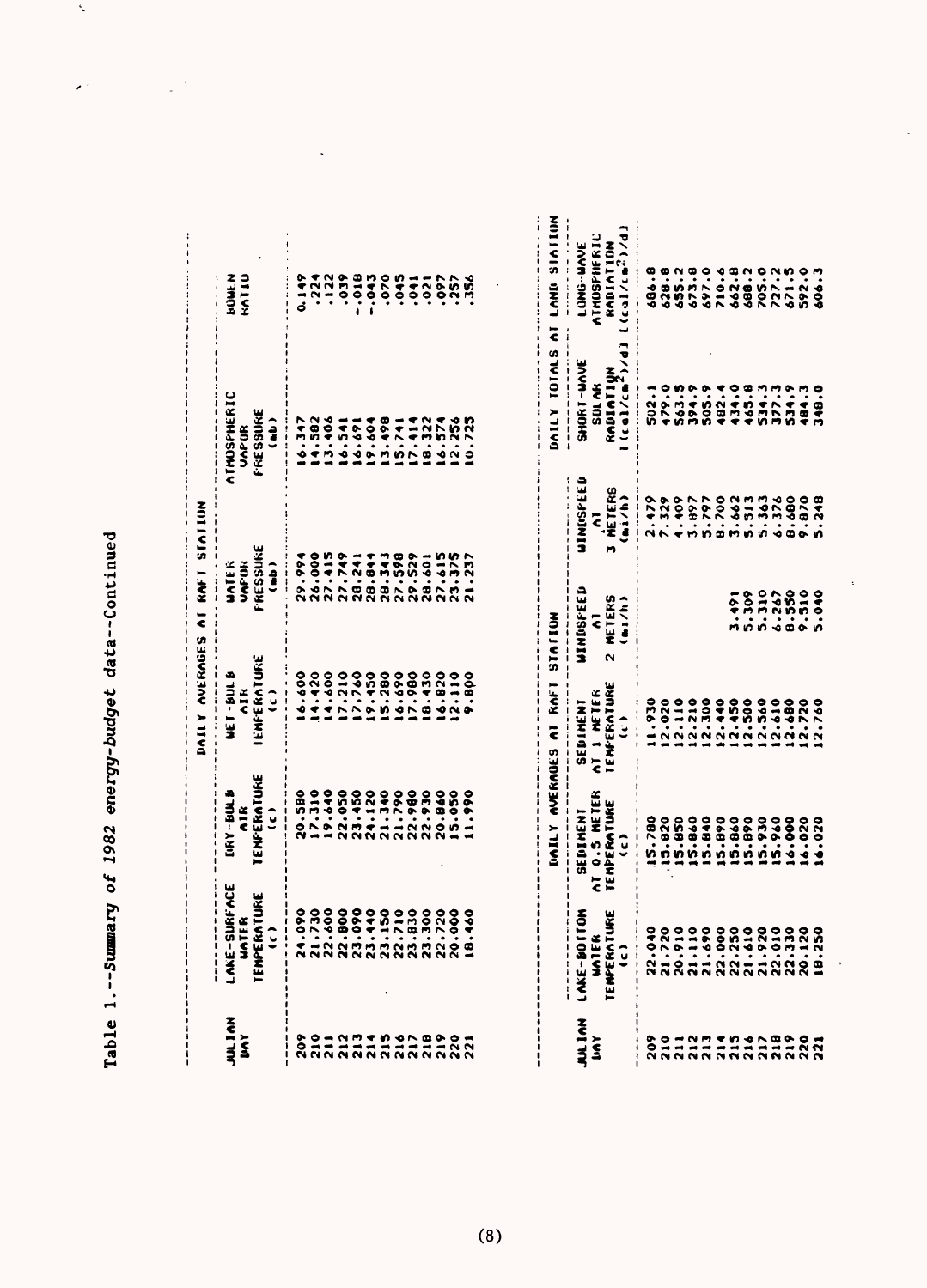Table 1.--*Summary of 1982 energy-budget data*--Continued

| JULIAN DAY | DAILY AVERAGES AT RAFT STATION | | | | | | |
|---|---|---|---|---|---|---|---|
| | LAKE-SURFACE WATER TEMPERATURE (c) | DRY-BULB AIR TEMPERATURE (c) | WET-BULB AIR TEMPERATURE (c) | WATER VAPOR PRESSURE (mb) | ATMOSPHERIC VAPOR PRESSURE (mb) | BOWEN RATIO |
| 209 | 24.090 | 20.580 | 16.600 | 29.994 | 16.347 | 0.149 |
| 210 | 21.730 | 17.310 | 14.420 | 26.000 | 14.582 | .224 |
| 211 | 22.600 | 19.640 | 14.600 | 27.415 | 13.406 | .122 |
| 212 | 22.800 | 22.050 | 17.210 | 27.749 | 16.541 | .039 |
| 213 | 23.090 | 23.450 | 17.760 | 28.241 | 16.691 | -.018 |
| 214 | 23.440 | 24.120 | 19.450 | 28.844 | 19.604 | -.043 |
| 215 | 23.150 | 21.340 | 15.280 | 28.343 | 13.498 | .070 |
| 216 | 22.710 | 21.790 | 16.690 | 27.598 | 15.741 | .045 |
| 217 | 23.830 | 22.980 | 17.980 | 29.529 | 17.414 | .041 |
| 218 | 23.300 | 22.930 | 18.430 | 28.601 | 18.322 | .021 |
| 219 | 22.720 | 20.860 | 16.820 | 27.615 | 16.574 | .097 |
| 220 | 20.000 | 15.050 | 12.110 | 23.375 | 12.256 | .257 |
| 221 | 18.460 | 11.990 | 9.800 | 21.237 | 10.725 | .356 |

| JULIAN DAY | DAILY AVERAGES AT RAFT STATION | | | | | DAILY TOTALS AT LAND STATION | |
|---|---|---|---|---|---|---|---|
| | LAKE-BOTTOM WATER TEMPERATURE (c) | SEDIMENT AT 0.5 METER TEMPERATURE (c) | SEDIMENT AT 1 METER TEMPERATURE (c) | WINDSPEED AT 2 METERS (mi/h) | WINDSPEED AT 3 METERS (mi/h) | SHORT-WAVE SOLAR RADIATION [(cal/cm$^2$)/d] | LONG-WAVE ATMOSPHERIC RADIATION [(cal/cm$^2$)/d] |
| 209 | 22.040 | 15.780 | 11.930 | | 2.479 | 502.1 | 686.8 |
| 210 | 21.720 | 15.820 | 12.020 | | 7.329 | 479.0 | 628.8 |
| 211 | 20.910 | 15.850 | 12.110 | | 4.409 | 563.5 | 655.2 |
| 212 | 21.110 | 15.860 | 12.210 | | 3.897 | 394.9 | 673.8 |
| 213 | 21.690 | 15.840 | 12.300 | | 5.797 | 505.9 | 697.0 |
| 214 | 22.000 | 15.890 | 12.440 | | 8.700 | 482.4 | 710.6 |
| 215 | 22.250 | 15.860 | 12.450 | 3.491 | 3.662 | 434.0 | 662.8 |
| 216 | 21.610 | 15.890 | 12.500 | 5.309 | 5.513 | 465.8 | 688.2 |
| 217 | 21.920 | 15.930 | 12.560 | 5.310 | 5.363 | 534.3 | 705.0 |
| 218 | 22.010 | 15.960 | 12.610 | 6.267 | 6.376 | 377.3 | 727.2 |
| 219 | 22.330 | 16.000 | 12.680 | 8.550 | 8.680 | 534.9 | 671.5 |
| 220 | 20.120 | 16.020 | 12.720 | 9.510 | 9.870 | 484.3 | 592.0 |
| 221 | 18.250 | 16.020 | 12.760 | 5.040 | 5.248 | 348.0 | 606.3 |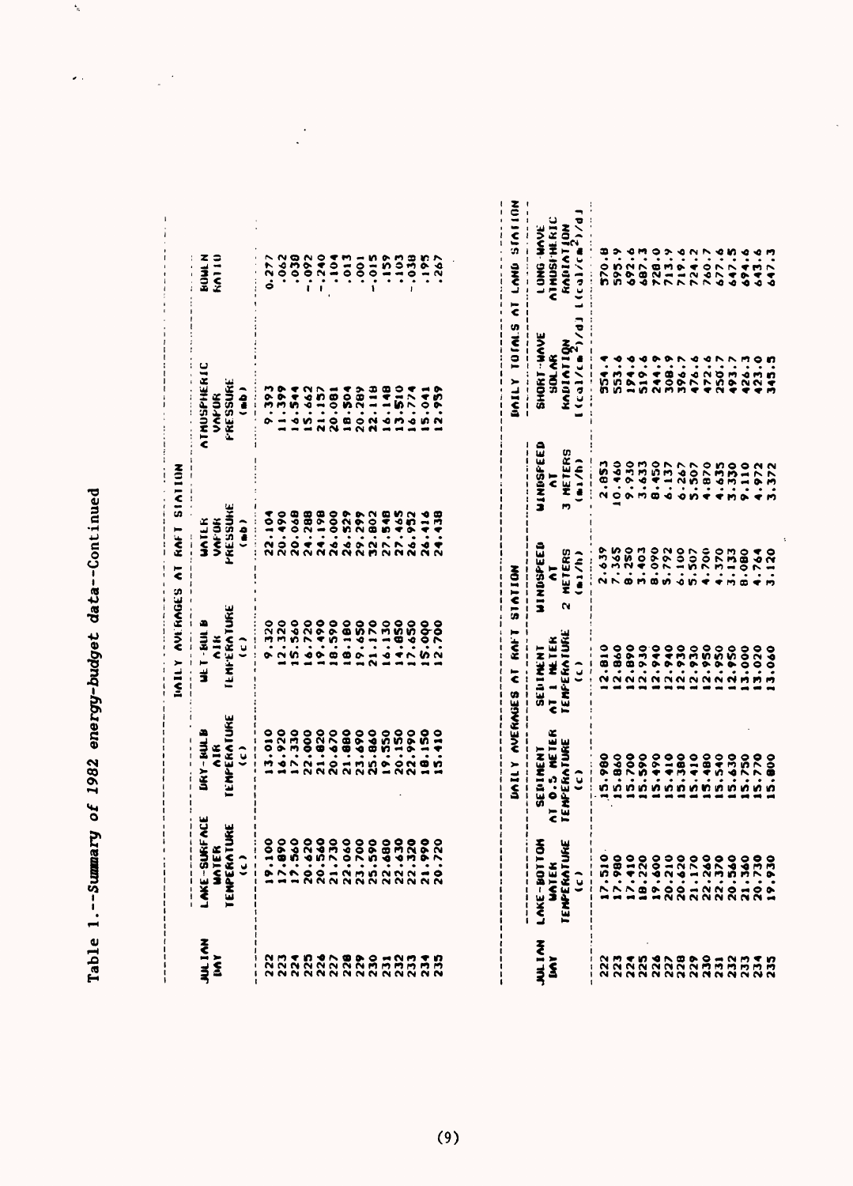Table 1.--*Summary of 1982 energy-budget data*--Continued

| JULIAN DAY | DAILY AVERAGES AT RAFT STATION | | | | | |
|---|---|---|---|---|---|---|
| | LAKE-SURFACE WATER TEMPERATURE (C) | DRY-BULB AIR TEMPERATURE (C) | WET-BULB AIR TEMPERATURE (C) | WATER VAPOR PRESSURE (mb) | ATMOSPHERIC VAPOR PRESSURE (mb) | BOWEN RATIO |
| 222 | 19.100 | 13.010 | 9.320 | 22.104 | 9.393 | 0.277 |
| 223 | 17.890 | 16.920 | 12.320 | 20.490 | 11.399 | .062 |
| 224 | 17.560 | 17.330 | 15.560 | 20.068 | 16.544 | .030 |
| 225 | 20.620 | 22.000 | 16.720 | 24.288 | 15.662 | -.092 |
| 226 | 20.560 | 21.820 | 19.490 | 24.198 | 21.157 | -.240 |
| 227 | 21.730 | 20.670 | 18.590 | 26.000 | 20.081 | .104 |
| 228 | 22.060 | 21.880 | 18.180 | 26.529 | 18.504 | .013 |
| 229 | 23.700 | 23.690 | 19.650 | 29.299 | 20.289 | .001 |
| 230 | 25.590 | 25.860 | 21.170 | 32.802 | 22.118 | -.015 |
| 231 | 22.680 | 19.550 | 16.130 | 27.548 | 16.148 | .159 |
| 232 | 22.630 | 20.150 | 14.850 | 27.465 | 13.510 | .103 |
| 233 | 22.320 | 22.990 | 17.650 | 26.952 | 16.774 | -.038 |
| 234 | 21.990 | 18.150 | 15.000 | 26.416 | 15.041 | .195 |
| 235 | 20.720 | 15.410 | 12.700 | 24.438 | 12.959 | .267 |

| JULIAN DAY | DAILY AVERAGES AT RAFT STATION | | | | | DAILY TOTALS AT LAND STATION | |
|---|---|---|---|---|---|---|---|
| | LAKE-BOTTOM WATER TEMPERATURE (C) | SEDIMENT AT 0.5 METER TEMPERATURE (C) | SEDIMENT AT 1 METER TEMPERATURE (C) | WINDSPEED AT 2 METERS (mi/h) | WINDSPEED AT 3 METERS (mi/h) | SHORT-WAVE SOLAR RADIATION [(cal/cm$^2$)/d] | LONG-WAVE ATMOSPHERIC RADIATION [(cal/cm$^2$)/d] |
| 222 | 17.510 | 15.980 | 12.810 | 2.639 | 2.853 | 554.4 | 570.8 |
| 223 | 17.980 | 15.860 | 12.860 | 7.365 | 10.460 | 553.6 | 595.9 |
| 224 | 17.410 | 15.700 | 12.890 | 8.250 | 9.930 | 194.6 | 692.6 |
| 225 | 18.220 | 15.590 | 12.930 | 3.403 | 3.633 | 519.6 | 687.3 |
| 226 | 19.600 | 15.490 | 12.940 | 8.090 | 8.450 | 244.9 | 728.0 |
| 227 | 20.210 | 15.410 | 12.940 | 5.792 | 6.137 | 308.9 | 713.9 |
| 228 | 20.620 | 15.380 | 12.930 | 6.100 | 6.267 | 396.7 | 719.6 |
| 229 | 21.170 | 15.410 | 12.930 | 5.507 | 5.507 | 476.6 | 724.2 |
| 230 | 22.260 | 15.480 | 12.950 | 4.700 | 4.870 | 472.6 | 760.7 |
| 231 | 22.370 | 15.540 | 12.950 | 4.370 | 4.635 | 250.7 | 677.6 |
| 232 | 20.560 | 15.630 | 12.950 | 3.133 | 3.330 | 493.7 | 647.5 |
| 233 | 21.360 | 15.750 | 13.000 | 8.080 | 9.110 | 426.3 | 694.6 |
| 234 | 20.730 | 15.770 | 13.020 | 4.764 | 4.972 | 423.0 | 643.6 |
| 235 | 19.930 | 15.800 | 13.060 | 3.120 | 3.372 | 345.5 | 647.3 |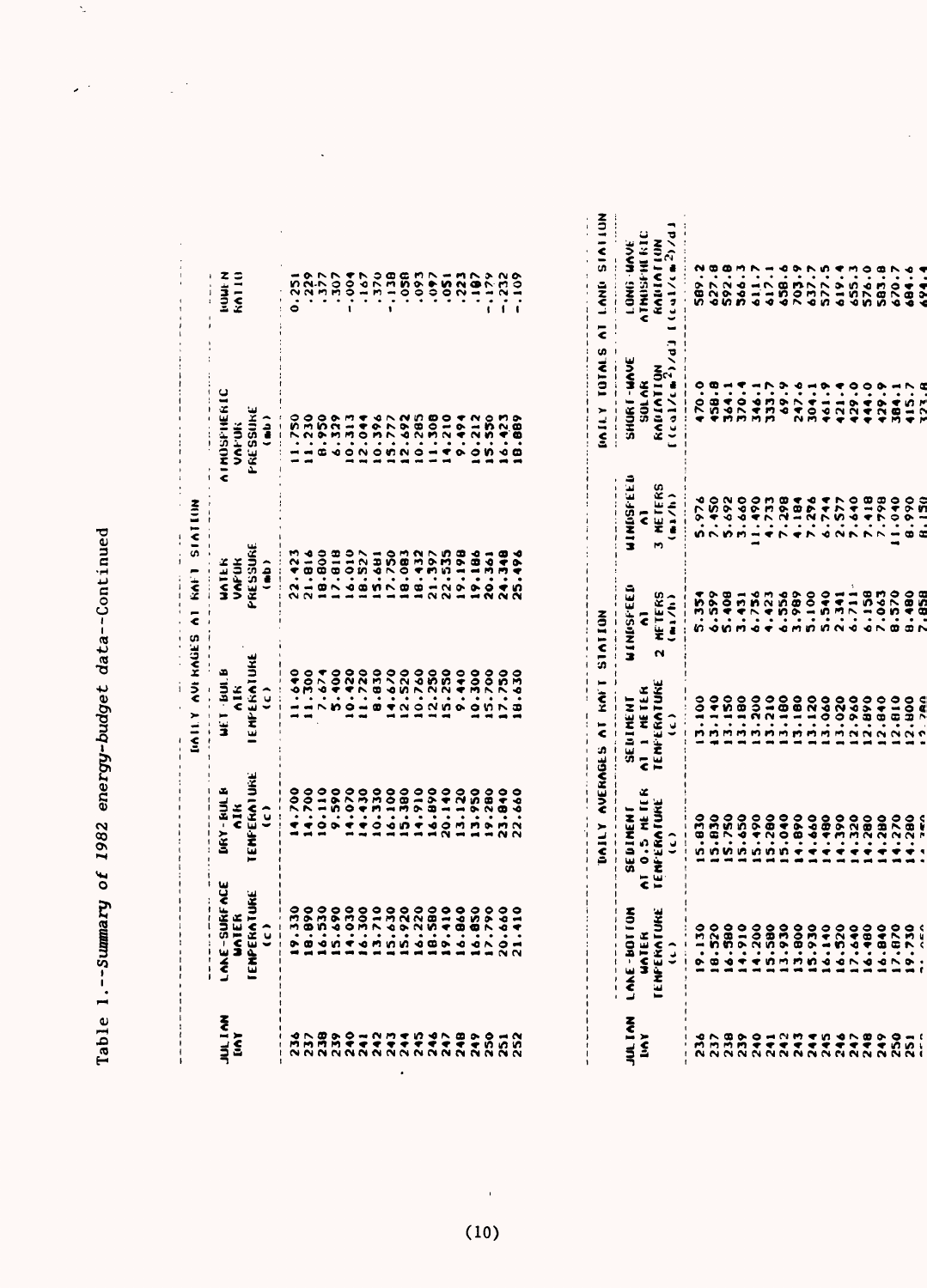Table 1.--*Summary of 1982 energy-budget data*--Continued

| JULIAN DAY | DAILY AVERAGES AT RAFT STATION: LAKE-SURFACE WATER TEMPERATURE (C) | DRY-BULB AIR TEMPERATURE (C) | WET-BULB AIR TEMPERATURE (C) | WATER VAPOR PRESSURE (mb) | ATMOSPHERIC VAPOR PRESSURE (mb) | BOWEN RATIO |
|---|---|---|---|---|---|---|
| 236 | 19.330 | 14.700 | 11.640 | 22.423 | 11.750 | 0.251 |
| 237 | 18.890 | 14.700 | 11.300 | 21.816 | 11.230 | .229 |
| 238 | 16.530 | 10.110 | 7.674 | 18.800 | 8.950 | .377 |
| 239 | 15.690 | 9.590 | 5.400 | 17.818 | 6.329 | .307 |
| 240 | 14.030 | 14.070 | 10.420 | 16.010 | 10.313 | -.004 |
| 241 | 16.300 | 14.430 | 11.720 | 18.527 | 12.044 | .167 |
| 242 | 13.710 | 10.330 | 8.830 | 15.681 | 10.396 | .370 |
| 243 | 15.630 | 16.100 | 14.670 | 17.750 | 15.777 | -.138 |
| 244 | 15.920 | 15.380 | 12.520 | 18.083 | 12.692 | .058 |
| 245 | 16.220 | 14.910 | 10.760 | 18.432 | 10.285 | .093 |
| 246 | 18.580 | 16.890 | 12.250 | 21.397 | 11.308 | .097 |
| 247 | 19.410 | 20.140 | 15.250 | 22.535 | 14.210 | .051 |
| 248 | 16.860 | 13.120 | 9.440 | 19.198 | 9.494 | .223 |
| 249 | 16.850 | 13.950 | 10.300 | 19.186 | 10.212 | .187 |
| 250 | 17.790 | 19.280 | 15.700 | 20.361 | 15.550 | -.179 |
| 251 | 20.660 | 23.840 | 17.750 | 24.348 | 16.423 | -.232 |
| 252 | 21.410 | 22.660 | 18.630 | 25.496 | 18.889 | -.109 |

| JULIAN DAY | DAILY AVERAGES AT RAFT STATION: LAKE-BOTTOM WATER TEMPERATURE (C) | SEDIMENT AT 0.5 METER TEMPERATURE (C) | SEDIMENT AT 1 METER TEMPERATURE (C) | WINDSPEED AT 2 METERS (mi/h) | WINDSPEED AT 3 METERS (mi/h) | DAILY TOTALS AT LAND STATION: SHORT-WAVE SOLAR RADIATION [(cal/cm$^2$)/d] | LONG-WAVE ATMOSPHERIC RADIATION [(cal/cm$^2$)/d] |
|---|---|---|---|---|---|---|---|
| 236 | 19.130 | 15.830 | 13.100 | 5.354 | 5.976 | 470.0 | 589.2 |
| 237 | 18.520 | 15.830 | 13.140 | 6.599 | 7.450 | 458.8 | 627.8 |
| 238 | 16.580 | 15.750 | 13.150 | 5.408 | 5.692 | 364.1 | 592.8 |
| 239 | 14.910 | 15.650 | 13.180 | 3.431 | 3.660 | 370.4 | 566.3 |
| 240 | 14.200 | 15.490 | 13.200 | 6.756 | 11.490 | 346.1 | 611.7 |
| 241 | 15.580 | 15.280 | 13.210 | 4.423 | 4.733 | 333.7 | 612.1 |
| 242 | 13.930 | 15.040 | 13.180 | 6.556 | 7.298 | 69.9 | 658.6 |
| 243 | 13.800 | 14.890 | 13.180 | 3.989 | 4.184 | 247.6 | 703.9 |
| 244 | 15.930 | 14.660 | 13.120 | 5.100 | 7.296 | 304.1 | 637.7 |
| 245 | 16.140 | 14.480 | 13.060 | 5.540 | 6.744 | 461.9 | 577.5 |
| 246 | 16.520 | 14.390 | 13.020 | 2.341 | 2.577 | 421.4 | 619.4 |
| 247 | 17.640 | 14.320 | 12.960 | 6.711 | 7.640 | 429.0 | 655.3 |
| 248 | 16.480 | 14.280 | 12.890 | 6.158 | 7.418 | 444.0 | 576.0 |
| 249 | 16.840 | 14.280 | 12.840 | 7.063 | 7.798 | 429.9 | 583.8 |
| 250 | 17.870 | 14.270 | 12.810 | 8.570 | 11.040 | 384.1 | 670.7 |
| 251 | 19.730 | 14.280 | 12.800 | 8.480 | 8.990 | 415.7 | 684.6 |
| 252 | 21.050 | 14.250 | 12.780 | 7.858 | 8.150 | 323.8 | 694.4 |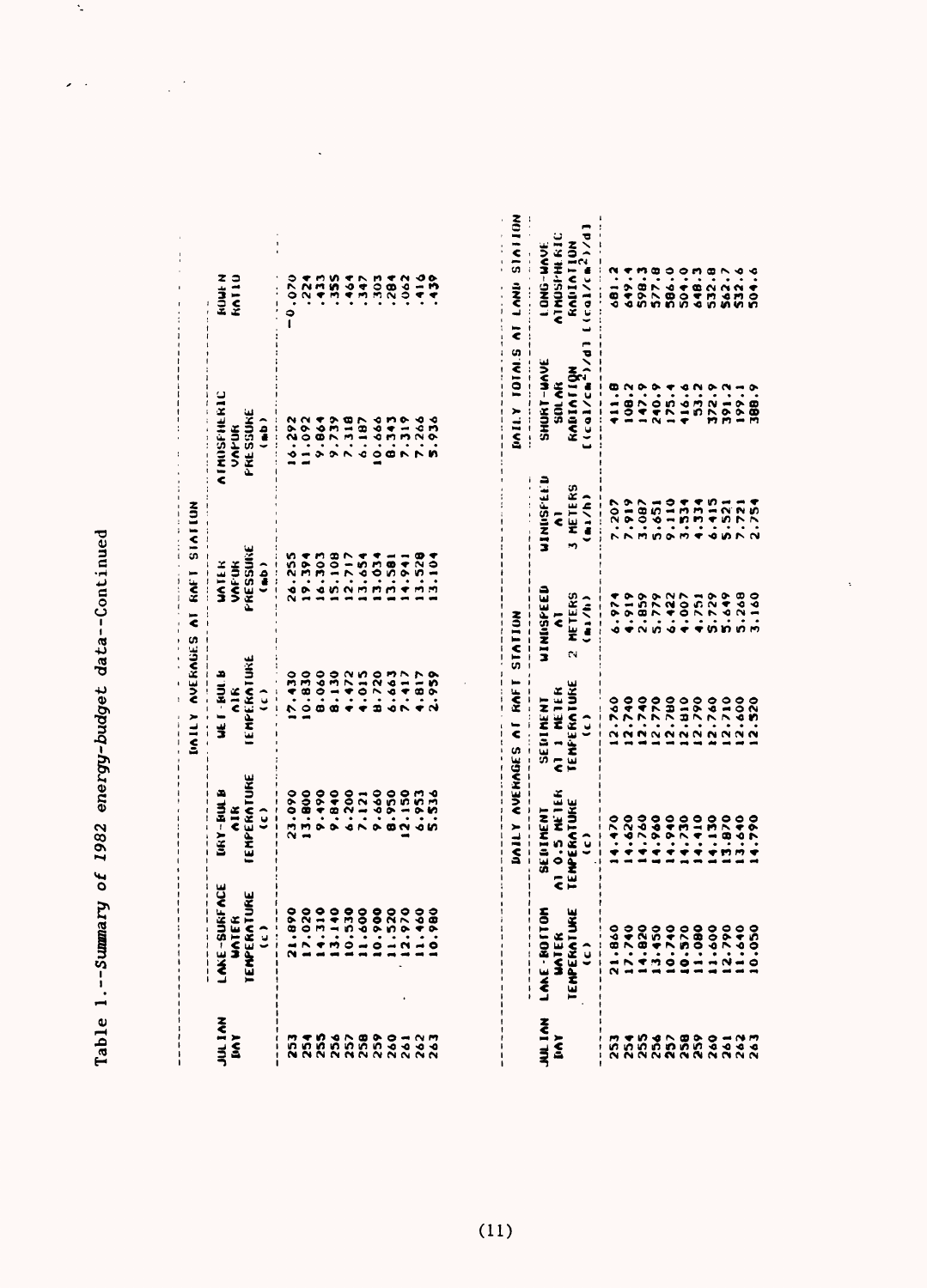Table 1.--*Summary of 1982 energy-budget data*--Continued

| JULIAN DAY | DAILY AVERAGES AT RAFT STATION | | | | | | |
|---|---|---|---|---|---|---|---|
| | LAKE-SURFACE WATER TEMPERATURE (C) | DRY-BULB AIR TEMPERATURE (C) | WET-BULB AIR TEMPERATURE (C) | WATER VAPOR PRESSURE (mb) | ATMOSPHERIC VAPOR PRESSURE (mb) | BOWEN RATIO |
| 253 | 21.890 | 23.090 | 17.430 | 26.255 | 16.292 | -0.070 |
| 254 | 17.020 | 13.800 | 10.830 | 19.394 | 11.092 | .224 |
| 255 | 14.310 | 9.490 | 8.060 | 16.303 | 9.864 | .433 |
| 256 | 13.140 | 9.840 | 8.130 | 15.108 | 9.739 | .355 |
| 257 | 10.530 | 6.200 | 4.472 | 12.717 | 7.318 | .464 |
| 258 | 11.600 | 7.121 | 4.015 | 13.654 | 6.187 | .347 |
| 259 | 10.900 | 9.660 | 8.720 | 13.034 | 10.666 | .303 |
| 260 | 11.520 | 8.950 | 6.663 | 13.581 | 8.343 | .284 |
| 261 | 12.970 | 12.150 | 7.417 | 14.941 | 7.319 | .062 |
| 262 | 11.460 | 6.953 | 4.817 | 13.528 | 7.266 | .416 |
| 263 | 10.980 | 5.536 | 2.959 | 13.104 | 5.936 | .439 |

| JULIAN DAY | DAILY AVERAGES AT RAFT STATION | | | | | DAILY TOTALS AT LAND STATION | |
|---|---|---|---|---|---|---|---|
| | LAKE-BOTTOM WATER TEMPERATURE (C) | SEDIMENT AT 0.5 METER TEMPERATURE (C) | SEDIMENT AT 1 METER TEMPERATURE (C) | WINDSPEED AT 2 METERS (mi/h) | WINDSPEED AT 3 METERS (mi/h) | SHORT-WAVE SOLAR RADIATION [(cal/cm$^2$)/d] | LONG-WAVE ATMOSPHERIC RADIATION [(cal/cm$^2$)/d] |
| 253 | 21.860 | 14.470 | 12.760 | 6.974 | 7.207 | 411.8 | 681.2 |
| 254 | 17.740 | 14.620 | 12.740 | 4.919 | 7.919 | 108.2 | 649.4 |
| 255 | 14.820 | 14.760 | 12.740 | 2.859 | 3.087 | 147.9 | 598.3 |
| 256 | 13.450 | 14.960 | 12.770 | 5.779 | 5.651 | 240.9 | 577.8 |
| 257 | 10.740 | 14.940 | 12.780 | 6.422 | 9.110 | 175.4 | 586.0 |
| 258 | 10.570 | 14.730 | 12.810 | 4.007 | 3.534 | 416.6 | 504.0 |
| 259 | 11.080 | 14.410 | 12.790 | 4.751 | 4.334 | 53.2 | 648.3 |
| 260 | 11.600 | 14.130 | 12.760 | 5.729 | 6.415 | 372.9 | 532.8 |
| 261 | 12.790 | 13.870 | 12.710 | 5.649 | 5.521 | 391.2 | 562.7 |
| 262 | 11.640 | 13.640 | 12.600 | 5.268 | 7.721 | 199.1 | 532.6 |
| 263 | 10.050 | 14.790 | 12.520 | 3.160 | 2.754 | 388.9 | 504.6 |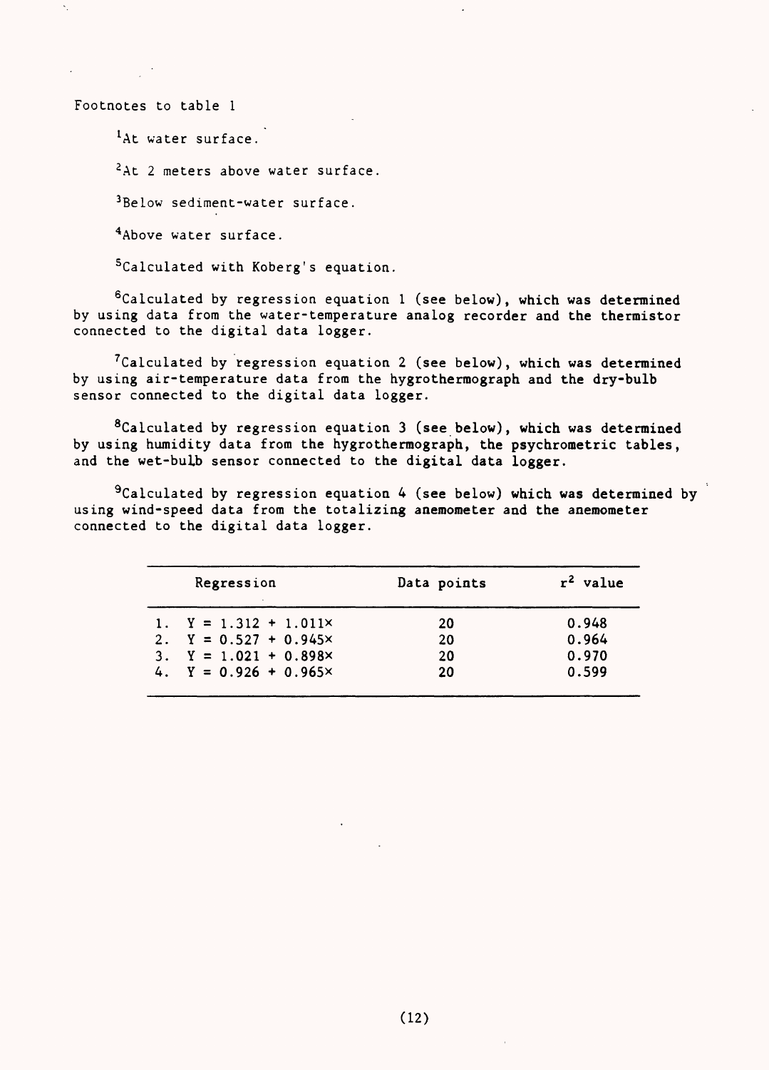Footnotes to table 1

[1]At water surface.

[2]At 2 meters above water surface.

[3]Below sediment-water surface.

[4]Above water surface.

[5]Calculated with Koberg's equation.

[6]Calculated by regression equation 1 (see below), which was determined by using data from the water-temperature analog recorder and the thermistor connected to the digital data logger.

[7]Calculated by regression equation 2 (see below), which was determined by using air-temperature data from the hygrothermograph and the dry-bulb sensor connected to the digital data logger.

[8]Calculated by regression equation 3 (see below), which was determined by using humidity data from the hygrothermograph, the psychrometric tables, and the wet-bulb sensor connected to the digital data logger.

[9]Calculated by regression equation 4 (see below) which was determined by using wind-speed data from the totalizing anemometer and the anemometer connected to the digital data logger.

| Regression | Data points | $r^2$ value |
|---|---|---|
| 1. $Y = 1.312 + 1.011x$ | 20 | 0.948 |
| 2. $Y = 0.527 + 0.945x$ | 20 | 0.964 |
| 3. $Y = 1.021 + 0.898x$ | 20 | 0.970 |
| 4. $Y = 0.926 + 0.965x$ | 20 | 0.599 |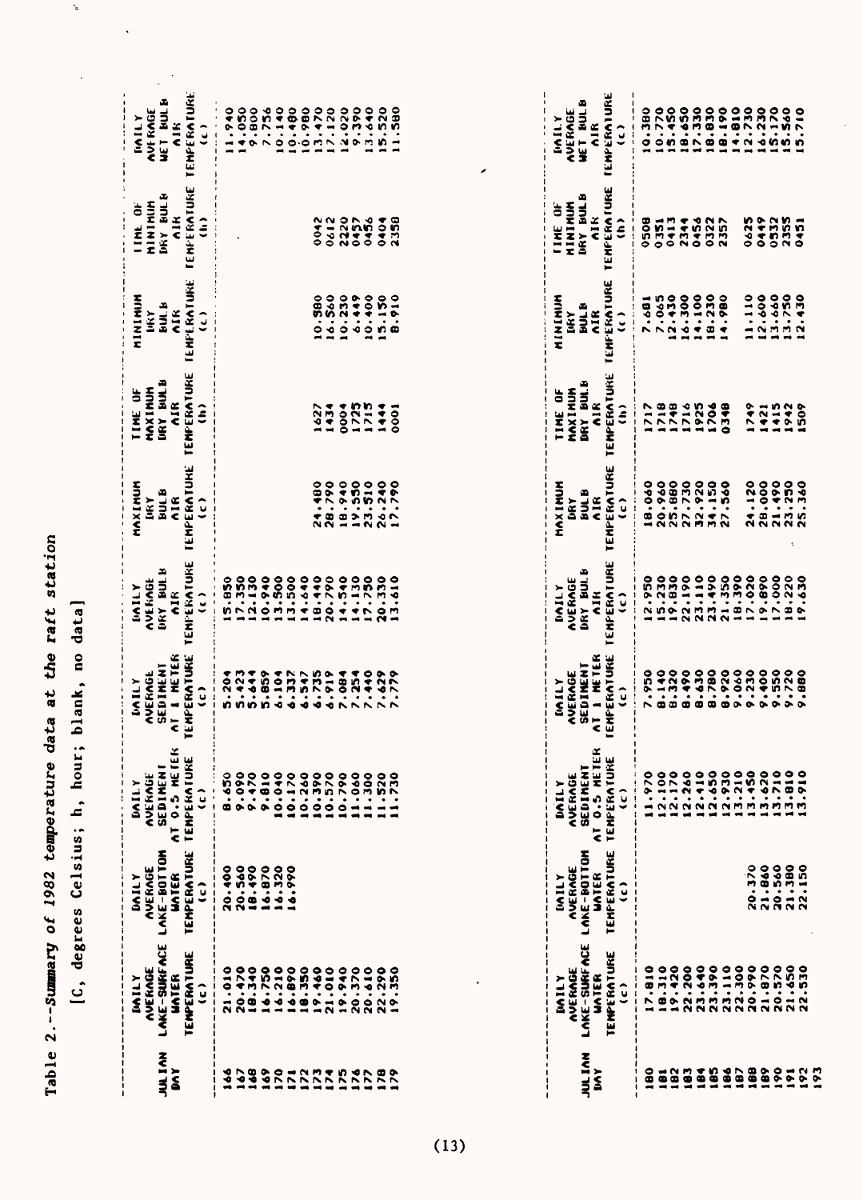Table 2.--*Summary of 1982 temperature data at the raft station*

[C, degrees Celsius; h, hour; blank, no data]

| JULIAN DAY | DAILY AVERAGE LAKE-SURFACE WATER TEMPERATURE (c) | DAILY AVERAGE LAKE-BOTTOM WATER TEMPERATURE (c) | DAILY AVERAGE SEDIMENT AT 0.5 METER TEMPERATURE (c) | DAILY AVERAGE SEDIMENT AT 1 METER TEMPERATURE (c) | DAILY AVERAGE DRY BULB AIR TEMPERATURE (c) | MAXIMUM DRY BULB AIR TEMPERATURE (c) | TIME OF MAXIMUM DRY BULB AIR TEMPERATURE (h) | MINIMUM DRY BULB AIR TEMPERATURE (c) | TIME OF MINIMUM DRY BULB AIR TEMPERATURE (h) | DAILY AVERAGE WET BULB AIR TEMPERATURE (c) |
|---|---|---|---|---|---|---|---|---|---|---|
| 166 | 21.010 | 20.400 | 8.650 | 5.204 | 15.850 | | | | | 11.940 |
| 167 | 20.470 | 20.560 | 9.090 | 5.423 | 17.350 | | | | | 14.050 |
| 168 | 18.340 | 18.490 | 9.470 | 5.644 | 12.130 | | | | | 9.800 |
| 169 | 16.750 | 16.870 | 9.810 | 5.859 | 10.940 | | | | | 7.756 |
| 170 | 16.210 | 16.320 | 10.040 | 6.104 | 13.500 | | | | | 10.140 |
| 171 | 16.890 | 16.990 | 10.170 | 6.337 | 13.500 | | | | | 10.480 |
| 172 | 18.350 | | 10.260 | 6.547 | 14.640 | | | | | 10.980 |
| 173 | 19.460 | | 10.390 | 6.735 | 18.440 | 24.480 | 1627 | 10.580 | 0042 | 13.470 |
| 174 | 21.010 | | 10.570 | 6.919 | 20.790 | 28.790 | 1434 | 16.560 | 0612 | 17.120 |
| 175 | 19.940 | | 10.790 | 7.084 | 14.540 | 18.940 | 0004 | 10.230 | 2220 | 12.020 |
| 176 | 20.370 | | 11.060 | 7.254 | 14.130 | 19.550 | 1725 | 6.449 | 0457 | 9.390 |
| 177 | 20.610 | | 11.300 | 7.440 | 17.750 | 23.510 | 1715 | 10.400 | 0456 | 13.640 |
| 178 | 22.290 | | 11.520 | 7.629 | 20.330 | 26.240 | 1444 | 15.150 | 0404 | 15.520 |
| 179 | 19.350 | | 11.730 | 7.779 | 13.610 | 17.790 | 0001 | 8.910 | 2358 | 11.580 |
| 180 | 17.810 | | 11.970 | 7.950 | 12.950 | 18.040 | 1717 | 7.681 | 0508 | 10.380 |
| 181 | 18.310 | | 12.100 | 8.140 | 15.230 | 20.960 | 1718 | 7.065 | 0351 | 10.770 |
| 182 | 19.420 | | 12.170 | 8.320 | 19.830 | 25.880 | 1748 | 12.430 | 0413 | 15.450 |
| 183 | 22.200 | | 12.260 | 8.490 | 22.190 | 27.730 | 1716 | 16.300 | 2344 | 18.650 |
| 184 | 23.640 | | 12.410 | 8.630 | 23.110 | 32.920 | 1925 | 14.100 | 0456 | 17.330 |
| 185 | 23.390 | | 12.650 | 8.780 | 23.490 | 34.150 | 1706 | 18.230 | 0322 | 18.830 |
| 186 | 23.110 | | 12.930 | 8.920 | 21.350 | 27.560 | 0348 | 14.980 | 2357 | 18.190 |
| 187 | 22.300 | | 13.210 | 9.060 | 18.390 | | | | | 14.810 |
| 188 | 20.990 | 20.370 | 13.450 | 9.230 | 17.020 | 24.120 | 1749 | 11.110 | 0625 | 12.730 |
| 189 | 21.870 | 21.860 | 13.620 | 9.400 | 19.890 | 28.000 | 1421 | 12.600 | 0449 | 16.230 |
| 190 | 20.570 | 20.560 | 13.710 | 9.550 | 17.000 | 21.490 | 1415 | 13.660 | 0532 | 15.170 |
| 191 | 21.650 | 21.380 | 13.810 | 9.720 | 18.220 | 23.250 | 1942 | 13.750 | 2355 | 15.560 |
| 192 | 22.530 | 22.150 | 13.910 | 9.880 | 19.630 | 25.360 | 1509 | 12.430 | 0451 | 15.710 |
| 193 | | | | | | | | | | |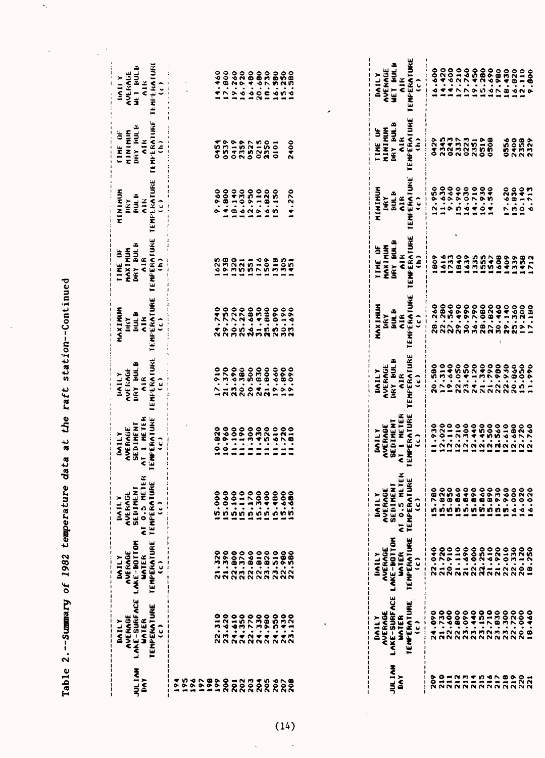Table 2.--*Summary of 1982 temperature data at the raft station*--Continued

| JULIAN DAY | DAILY AVERAGE LAKE-SURFACE WATER TEMPERATURE (C) | DAILY AVERAGE LAKE-BOTTOM WATER TEMPERATURE (C) | DAILY AVERAGE SEDIMENT AT 0.5 METER TEMPERATURE (C) | DAILY AVERAGE SEDIMENT AT 1 METER TEMPERATURE (C) | DAILY AVERAGE DRY BULB AIR TEMPERATURE (C) | MAXIMUM DRY BULB AIR TEMPERATURE (C) | TIME OF MAXIMUM DRY BULB AIR TEMPERATURE (h) | MINIMUM DRY BULB AIR TEMPERATURE (C) | TIME OF MINIMUM DRY BULB AIR TEMPERATURE (h) | DAILY AVERAGE WET BULB AIR TEMPERATURE (C) |
|---|---|---|---|---|---|---|---|---|---|---|
| 194 | | | | | | | | | | |
| 195 | | | | | | | | | | |
| 196 | | | | | | | | | | |
| 197 | | | | | | | | | | |
| 198 | | | | | | | | | | |
| 199 | 22.310 | 21.320 | 15.000 | 10.820 | 17.910 | 24.740 | 1625 | 9.960 | 0454 | 14.460 |
| 200 | 23.620 | 21.390 | 15.060 | 10.960 | 21.370 | 29.750 | 1938 | 14.800 | 0539 | 17.800 |
| 201 | 24.610 | 22.800 | 15.100 | 11.100 | 23.690 | 30.720 | 1320 | 18.140 | 0419 | 19.260 |
| 202 | 24.350 | 23.370 | 15.110 | 11.190 | 20.380 | 25.270 | 1521 | 16.030 | 2359 | 16.920 |
| 203 | 22.770 | 22.860 | 15.170 | 11.300 | 20.500 | 26.680 | 1551 | 12.950 | 0527 | 16.480 |
| 204 | 24.330 | 22.810 | 15.300 | 11.430 | 24.830 | 31.430 | 1716 | 19.110 | 0215 | 20.680 |
| 205 | 24.980 | 23.820 | 15.400 | 11.520 | 21.800 | 25.880 | 1509 | 16.820 | 2350 | 18.730 |
| 206 | 24.550 | 23.510 | 15.480 | 11.610 | 19.660 | 25.090 | 1318 | 15.150 | 0101 | 16.580 |
| 207 | 24.430 | 22.980 | 15.600 | 11.720 | 19.890 | 30.190 | 1305 | | | 15.250 |
| 208 | 23.120 | 22.580 | 15.680 | 11.810 | 19.090 | 23.690 | 1451 | 14.270 | 2400 | 16.580 |
| 209 | 24.090 | 22.040 | 15.780 | 11.930 | 20.580 | 28.260 | 1809 | 12.950 | 0429 | 16.600 |
| 210 | 21.730 | 21.720 | 15.820 | 12.020 | 17.310 | 22.280 | 1616 | 11.630 | 2345 | 14.420 |
| 211 | 22.600 | 20.910 | 15.850 | 12.110 | 19.640 | 27.560 | 1733 | 9.960 | 0243 | 14.600 |
| 212 | 22.800 | 21.110 | 15.860 | 12.210 | 22.050 | 29.490 | 1840 | 15.940 | 2337 | 17.210 |
| 213 | 23.090 | 21.690 | 15.840 | 12.300 | 23.450 | 30.990 | 1639 | 16.030 | 0223 | 17.760 |
| 214 | 23.440 | 22.000 | 15.890 | 12.440 | 24.120 | 36.790 | 1335 | 14.710 | 2351 | 19.450 |
| 215 | 23.150 | 22.250 | 15.860 | 12.450 | 21.340 | 28.080 | 1555 | 10.930 | 0519 | 15.280 |
| 216 | 22.710 | 21.610 | 15.890 | 12.500 | 21.790 | 27.820 | 1547 | 14.540 | 0508 | 16.690 |
| 217 | 23.830 | 21.920 | 15.930 | 12.560 | 22.980 | 30.460 | 1608 | | | 17.980 |
| 218 | 23.300 | 22.010 | 15.960 | 12.610 | 22.930 | 29.140 | 1409 | 17.620 | 0556 | 18.430 |
| 219 | 22.720 | 22.330 | 16.000 | 12.680 | 20.860 | 25.360 | 1339 | 13.830 | 2400 | 16.820 |
| 220 | 20.000 | 20.120 | 16.020 | 12.720 | 15.050 | 19.200 | 1458 | 10.140 | 2358 | 12.110 |
| 221 | 18.460 | 18.250 | 16.020 | 12.760 | 11.990 | 17.180 | 1712 | 6.713 | 2329 | 9.800 |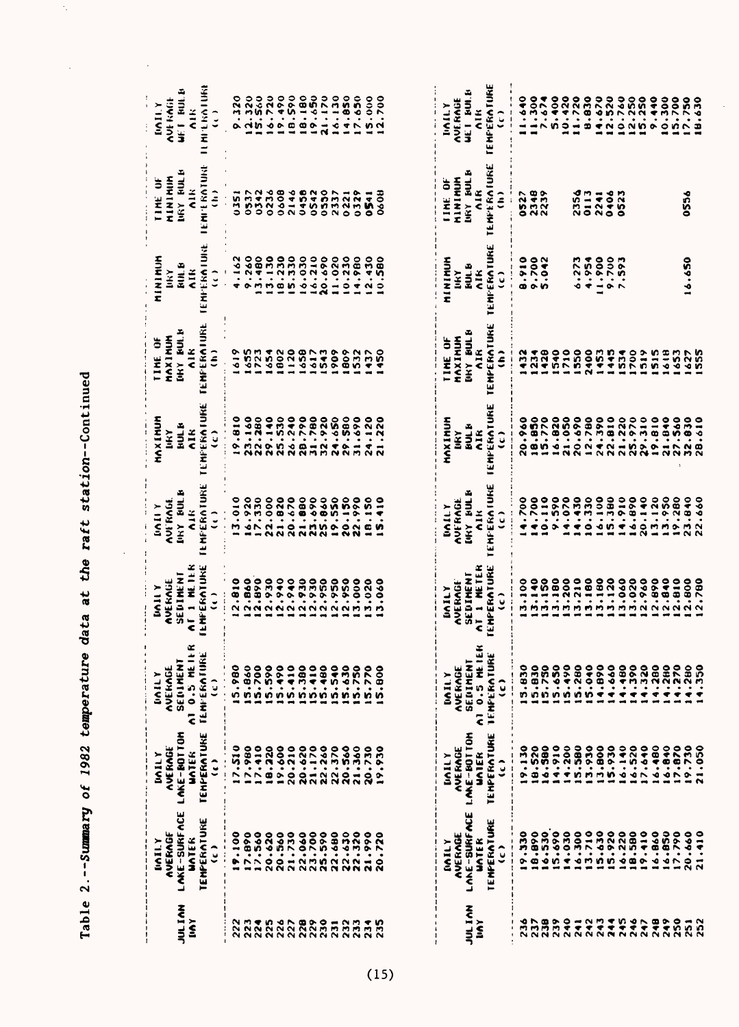Table 2.--*Summary of 1982 temperature data at the raft station*--Continued

| JULIAN DAY | DAILY AVERAGE LAKE-SURFACE WATER TEMPERATURE (C) | DAILY AVERAGE LAKE-BOTTOM WATER TEMPERATURE (C) | DAILY AVERAGE SEDIMENT AT 0.5 METER TEMPERATURE (C) | DAILY AVERAGE SEDIMENT AT 1 METER TEMPERATURE (C) | DAILY AVERAGE DRY BULB AIR TEMPERATURE (C) | MAXIMUM DRY BULB AIR TEMPERATURE (C) | TIME OF MAXIMUM DRY BULB AIR TEMPERATURE (h) | MINIMUM DRY BULB AIR TEMPERATURE (C) | TIME OF MINIMUM DRY BULB AIR TEMPERATURE (h) | DAILY AVERAGE WET BULB AIR TEMPERATURE (C) |
|---|---|---|---|---|---|---|---|---|---|---|
| 222 | 19.100 | 17.510 | 15.980 | 12.810 | 13.010 | 19.810 | 1619 | 4.162 | 0351 | 9.320 |
| 223 | 17.890 | 17.980 | 15.860 | 12.860 | 16.920 | 23.160 | 1655 | 9.260 | 0537 | 12.320 |
| 224 | 17.560 | 17.410 | 15.700 | 12.890 | 17.330 | 22.280 | 1723 | 13.480 | 0342 | 15.560 |
| 225 | 20.620 | 18.220 | 15.590 | 12.930 | 22.000 | 29.140 | 1654 | 13.130 | 0236 | 16.720 |
| 226 | 20.560 | 19.600 | 15.490 | 12.940 | 21.820 | 25.530 | 1802 | 18.230 | 0608 | 19.490 |
| 227 | 21.730 | 20.210 | 15.410 | 12.940 | 20.670 | 26.240 | 1120 | 15.330 | 2146 | 18.590 |
| 228 | 22.060 | 20.620 | 15.380 | 12.930 | 21.880 | 28.790 | 1658 | 16.030 | 0458 | 18.180 |
| 229 | 23.700 | 21.170 | 15.410 | 12.930 | 23.690 | 31.780 | 1617 | 16.210 | 0542 | 19.650 |
| 230 | 25.590 | 22.260 | 15.480 | 12.950 | 25.860 | 32.920 | 1543 | 20.690 | 0550 | 21.170 |
| 231 | 22.680 | 22.370 | 15.540 | 12.950 | 19.550 | 24.650 | 1909 | 11.020 | 2337 | 16.130 |
| 232 | 22.630 | 20.560 | 15.630 | 12.950 | 20.150 | 29.580 | 1809 | 10.230 | 0221 | 14.850 |
| 233 | 22.320 | 21.360 | 15.750 | 13.000 | 22.990 | 31.690 | 1532 | 14.980 | 0329 | 17.650 |
| 234 | 21.990 | 20.730 | 15.770 | 13.020 | 18.150 | 24.120 | 1437 | 12.430 | 0541 | 15.000 |
| 235 | 20.720 | 19.930 | 15.800 | 13.060 | 15.410 | 21.220 | 1450 | 10.580 | 0608 | 12.700 |
| 236 | 19.330 | 19.130 | 15.830 | 13.100 | 14.700 | 20.960 | 1432 | 8.910 | 0527 | 11.640 |
| 237 | 18.890 | 18.520 | 15.830 | 13.140 | 14.700 | 18.850 | 1234 | 9.700 | 2348 | 11.300 |
| 238 | 16.530 | 16.580 | 15.750 | 13.150 | 10.110 | 15.770 | 1428 | 5.042 | 2239 | 7.674 |
| 239 | 15.690 | 14.910 | 15.650 | 13.180 | 9.590 | 16.820 | 1540 | | | 5.400 |
| 240 | 14.030 | 14.200 | 15.490 | 13.200 | 14.070 | 21.050 | 1710 | | | 10.420 |
| 241 | 16.300 | 15.580 | 15.280 | 13.210 | 14.430 | 20.690 | 1550 | 6.273 | 2356 | 11.720 |
| 242 | 13.710 | 13.930 | 15.040 | 13.180 | 10.330 | 12.780 | 2400 | 4.954 | 0113 | 8.830 |
| 243 | 15.630 | 13.800 | 14.890 | 13.180 | 16.100 | 24.390 | 1453 | 11.900 | 2241 | 14.670 |
| 244 | 15.920 | 15.930 | 14.660 | 13.120 | 15.380 | 22.810 | 1445 | 9.700 | 0406 | 12.520 |
| 245 | 16.220 | 16.140 | 14.480 | 13.060 | 14.910 | 21.220 | 1534 | 7.593 | 0523 | 10.760 |
| 246 | 18.580 | 16.520 | 14.390 | 13.020 | 16.890 | 25.970 | 1700 | | | 12.250 |
| 247 | 19.410 | 17.640 | 14.320 | 12.960 | 20.140 | 29.310 | 1519 | | | 15.250 |
| 248 | 16.860 | 16.480 | 14.280 | 12.890 | 13.120 | 19.810 | 1515 | | | 9.440 |
| 249 | 16.850 | 16.840 | 14.280 | 12.840 | 13.950 | 21.840 | 1618 | | | 10.300 |
| 250 | 17.790 | 17.870 | 14.270 | 12.810 | 19.280 | 27.560 | 1653 | 16.650 | 0556 | 15.700 |
| 251 | 20.660 | 19.730 | 14.280 | 12.800 | 23.840 | 32.830 | 1627 | | | 17.750 |
| 252 | 21.410 | 21.050 | 14.350 | 12.780 | 22.660 | 28.610 | 1555 | | | 18.630 |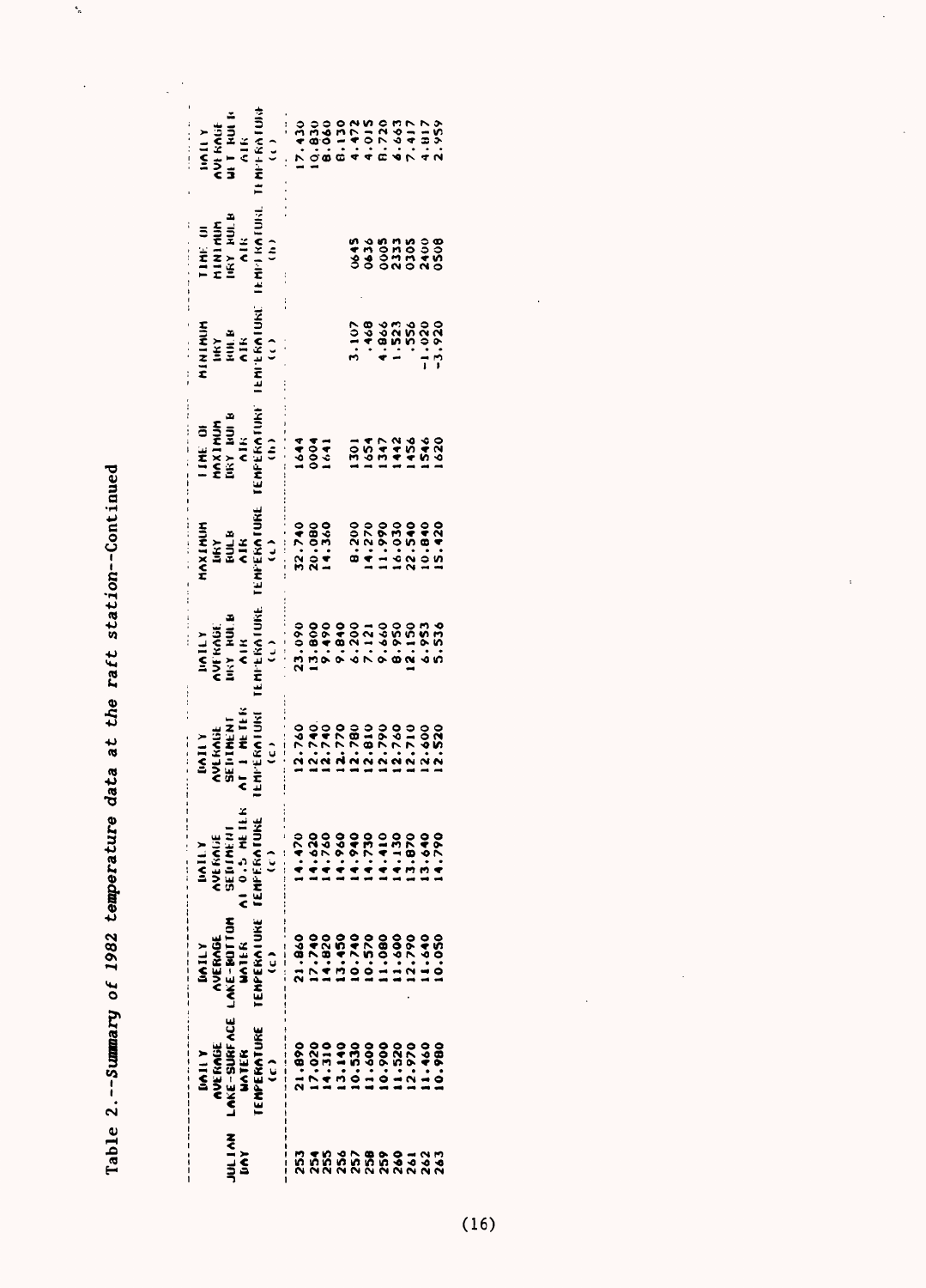Table 2.--*Summary of 1982 temperature data at the raft station*--Continued

| JULIAN DAY | DAILY AVERAGE LAKE-SURFACE WATER TEMPERATURE (C) | DAILY AVERAGE LAKE-BOTTOM WATER TEMPERATURE (C) | DAILY AVERAGE SEDIMENT AT 0.5 METER TEMPERATURE (C) | DAILY AVERAGE SEDIMENT AT 1 METER TEMPERATURE (C) | DAILY AVERAGE DRY BULB AIR TEMPERATURE (C) | MAXIMUM DRY BULB AIR TEMPERATURE (C) | TIME OF MAXIMUM DRY BULB AIR TEMPERATURE (h) | MINIMUM DRY BULB AIR TEMPERATURE (C) | TIME OF MINIMUM DRY BULB AIR TEMPERATURE (h) | DAILY AVERAGE WET BULB AIR TEMPERATURE (C) |
|---|---|---|---|---|---|---|---|---|---|---|
| 253 | 21.890 | 21.860 | 14.470 | 12.760 | 23.090 | 32.740 | 1644 | | | 17.430 |
| 254 | 17.020 | 17.740 | 14.620 | 12.740 | 13.800 | 20.080 | 0004 | | | 10.830 |
| 255 | 14.310 | 14.820 | 14.760 | 12.740 | 9.490 | 14.360 | 1641 | | | 8.060 |
| 256 | 13.140 | 13.450 | 14.960 | 12.770 | 9.840 | | | | | 8.130 |
| 257 | 10.530 | 10.740 | 14.940 | 12.780 | 6.200 | 8.200 | 1301 | 3.107 | 0645 | 4.472 |
| 258 | 11.600 | 10.570 | 14.730 | 12.810 | 7.121 | 14.270 | 1654 | .468 | 0636 | 4.015 |
| 259 | 10.900 | 11.080 | 14.410 | 12.790 | 9.660 | 11.990 | 1347 | 4.866 | 0005 | 8.720 |
| 260 | 11.520 | 11.600 | 14.130 | 12.760 | 8.950 | 16.030 | 1442 | 1.523 | 2333 | 6.663 |
| 261 | 12.970 | 12.790 | 13.870 | 12.710 | 12.150 | 22.540 | 1456 | .556 | 0305 | 7.417 |
| 262 | 11.460 | 11.640 | 13.640 | 12.600 | 6.953 | 10.840 | 1546 | -1.020 | 2400 | 4.817 |
| 263 | 10.980 | 10.050 | 14.790 | 12.520 | 5.536 | 15.420 | 1620 | -3.920 | 0508 | 2.959 |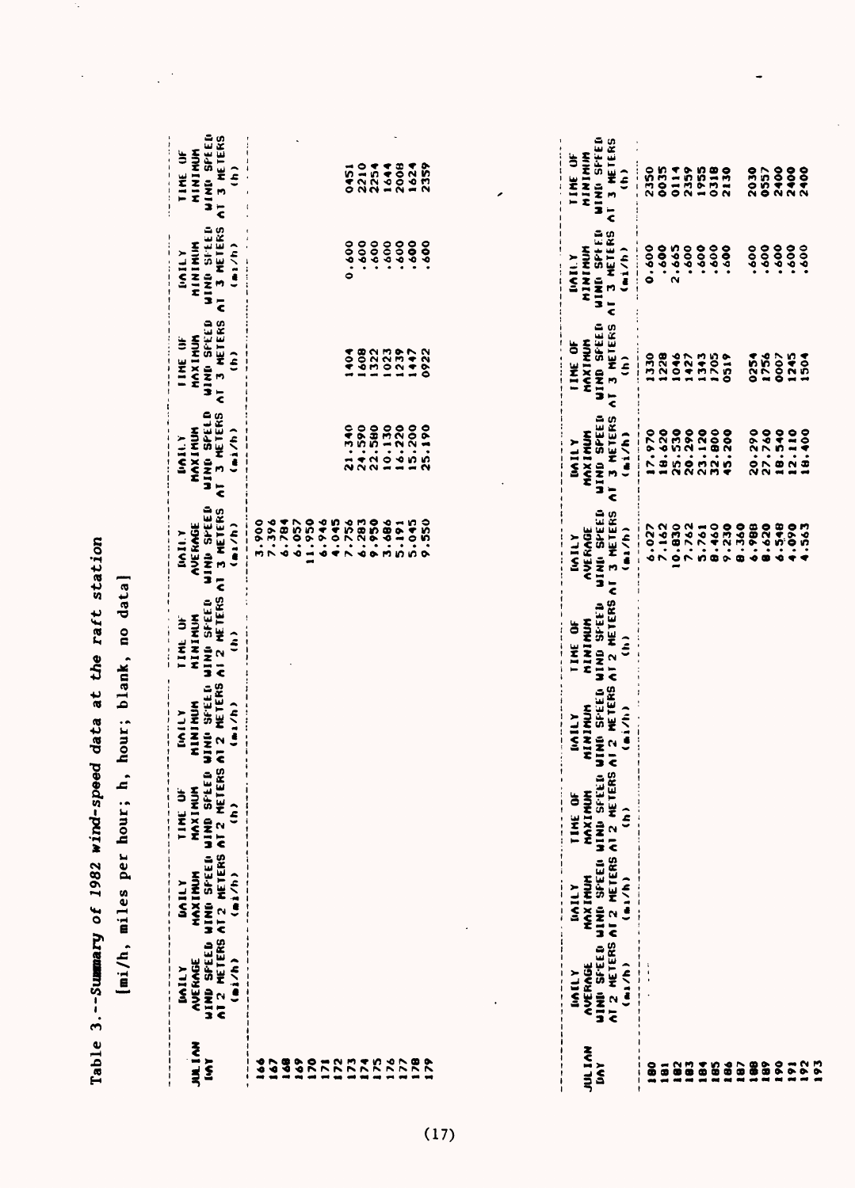Table 3.--*Summary of 1982 wind-speed data at the raft station*

[mi/h, miles per hour; h, hour; blank, no data]

| JULIAN DAY | DAILY AVERAGE WIND SPEED AT 2 METERS (mi/h) | DAILY MAXIMUM WIND SPEED AT 2 METERS (mi/h) | TIME OF MAXIMUM WIND SPEED AT 2 METERS (h) | DAILY MINIMUM WIND SPEED AT 2 METERS (mi/h) | TIME OF MINIMUM WIND SPEED AT 2 METERS (h) | DAILY AVERAGE WIND SPEED AT 3 METERS (mi/h) | DAILY MAXIMUM WIND SPEED AT 3 METERS (mi/h) | TIME OF MAXIMUM WIND SPEED AT 3 METERS (h) | DAILY MINIMUM WIND SPEED AT 3 METERS (mi/h) | TIME OF MINIMUM WIND SPEED AT 3 METERS (h) |
|---|---|---|---|---|---|---|---|---|---|---|
| 166 | | | | | | 3.900 | | | | |
| 167 | | | | | | 7.396 | | | | |
| 168 | | | | | | 6.784 | | | | |
| 169 | | | | | | 6.057 | | | | |
| 170 | | | | | | 11.950 | | | | |
| 171 | | | | | | 6.946 | | | | |
| 172 | | | | | | 4.045 | | | | |
| 173 | | | | | | 7.756 | 21.340 | 1404 | 0.600 | 0451 |
| 174 | | | | | | 6.283 | 24.590 | 1608 | .600 | 2210 |
| 175 | | | | | | 9.950 | 22.580 | 1322 | .600 | 2254 |
| 176 | | | | | | 3.686 | 10.130 | 1023 | .600 | 1644 |
| 177 | | | | | | 5.191 | 16.220 | 1239 | .600 | 2008 |
| 178 | | | | | | 5.045 | 15.200 | 1447 | .600 | 1624 |
| 179 | | | | | | 9.550 | 25.190 | 0922 | .600 | 2359 |
| 180 | | | | | | 6.027 | 17.970 | 1330 | 0.600 | 2350 |
| 181 | | | | | | 7.162 | 18.620 | 1228 | .600 | 0035 |
| 182 | | | | | | 10.830 | 25.530 | 1046 | 2.665 | 0114 |
| 183 | | | | | | 7.762 | 20.290 | 1427 | .600 | 2359 |
| 184 | | | | | | 5.761 | 23.120 | 1343 | .600 | 1955 |
| 185 | | | | | | 8.460 | 32.800 | 1705 | .600 | 0318 |
| 186 | | | | | | 9.230 | 45.200 | 0519 | .600 | 2130 |
| 187 | | | | | | 8.360 | | | | |
| 188 | | | | | | 6.988 | 20.290 | 0254 | .600 | 2030 |
| 189 | | | | | | 8.620 | 27.760 | 1756 | .600 | 0557 |
| 190 | | | | | | 6.548 | 18.540 | 0007 | .600 | 2400 |
| 191 | | | | | | 4.090 | 12.110 | 1245 | .600 | 2400 |
| 192 | | | | | | 4.563 | 18.400 | 1504 | .600 | 2400 |
| 193 | | | | | | | | | | |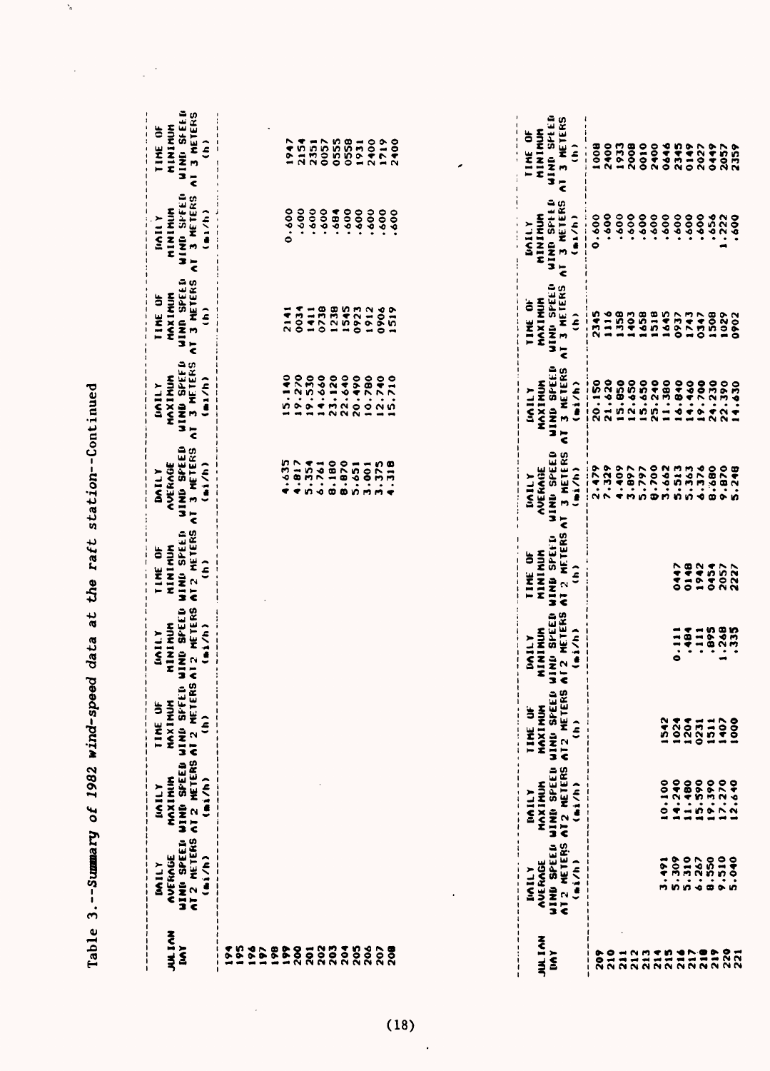Table 3.--*Summary of 1982 wind-speed data at the raft station*--Continued

| JULIAN DAY | DAILY AVERAGE WIND SPEED AT 2 METERS (mi/h) | DAILY MAXIMUM WIND SPEED AT 2 METERS (mi/h) | TIME OF MAXIMUM WIND SPEED AT 2 METERS (h) | DAILY MINIMUM WIND SPEED AT 2 METERS (mi/h) | TIME OF MINIMUM WIND SPEED AT 2 METERS (h) | DAILY AVERAGE WIND SPEED AT 3 METERS (mi/h) | DAILY MAXIMUM WIND SPEED AT 3 METERS (mi/h) | TIME OF MAXIMUM WIND SPEED AT 3 METERS (h) | DAILY MINIMUM WIND SPEED AT 3 METERS (mi/h) | TIME OF MINIMUM WIND SPEED AT 3 METERS (h) |
|---|---|---|---|---|---|---|---|---|---|---|
| 194 | | | | | | | | | | |
| 195 | | | | | | | | | | |
| 196 | | | | | | | | | | |
| 197 | | | | | | | | | | |
| 198 | | | | | | 4.635 | 15.140 | 2141 | 0.600 | 1947 |
| 199 | | | | | | 4.817 | 19.270 | 0034 | .600 | 2154 |
| 200 | | | | | | 5.354 | 19.530 | 1411 | .600 | 2351 |
| 201 | | | | | | 6.761 | 14.660 | 0738 | .600 | 0057 |
| 202 | | | | | | 8.180 | 23.120 | 1238 | .684 | 0555 |
| 203 | | | | | | 8.870 | 22.640 | 1545 | .600 | 0558 |
| 204 | | | | | | 5.651 | 20.490 | 0923 | .600 | 1931 |
| 205 | | | | | | 3.001 | 10.780 | 1912 | .600 | 2400 |
| 206 | | | | | | 3.375 | 12.740 | 0906 | .600 | 1719 |
| 207 | | | | | | 4.318 | 15.710 | 1519 | .600 | 2400 |
| 208 | | | | | | | | | | |
| 209 | | | | | | 2.479 | 20.150 | 2345 | 0.600 | 1008 |
| 210 | | | | | | 7.329 | 21.620 | 1116 | .600 | 2400 |
| 211 | | | | | | 4.409 | 15.850 | 1358 | .600 | 1933 |
| 212 | | | | | | 3.897 | 12.650 | 1403 | .600 | 2008 |
| 213 | | | | | | 5.797 | 15.650 | 1658 | .600 | 0010 |
| 214 | | | | | | 8.700 | 25.240 | 1518 | .600 | 2400 |
| 215 | 3.491 | 10.100 | 1542 | 0.111 | 0447 | 3.662 | 11.380 | 1645 | .600 | 0646 |
| 216 | 5.309 | 14.240 | 1024 | .484 | 0148 | 5.513 | 16.840 | 0937 | .600 | 2345 |
| 217 | 5.310 | 11.480 | 1204 | .111 | 1942 | 5.363 | 14.460 | 1743 | .600 | 0149 |
| 218 | 6.267 | 15.590 | 0231 | .895 | 0454 | 6.376 | 19.700 | 0347 | .600 | 2027 |
| 219 | 8.550 | 19.390 | 1511 | 1.268 | 2057 | 8.680 | 24.230 | 1508 | .656 | 0449 |
| 220 | 9.510 | 17.270 | 1407 | .335 | 2227 | 9.870 | 22.390 | 1029 | 1.222 | 2057 |
| 221 | 5.040 | 12.640 | 1000 | | | 5.248 | 14.630 | 0902 | .600 | 2359 |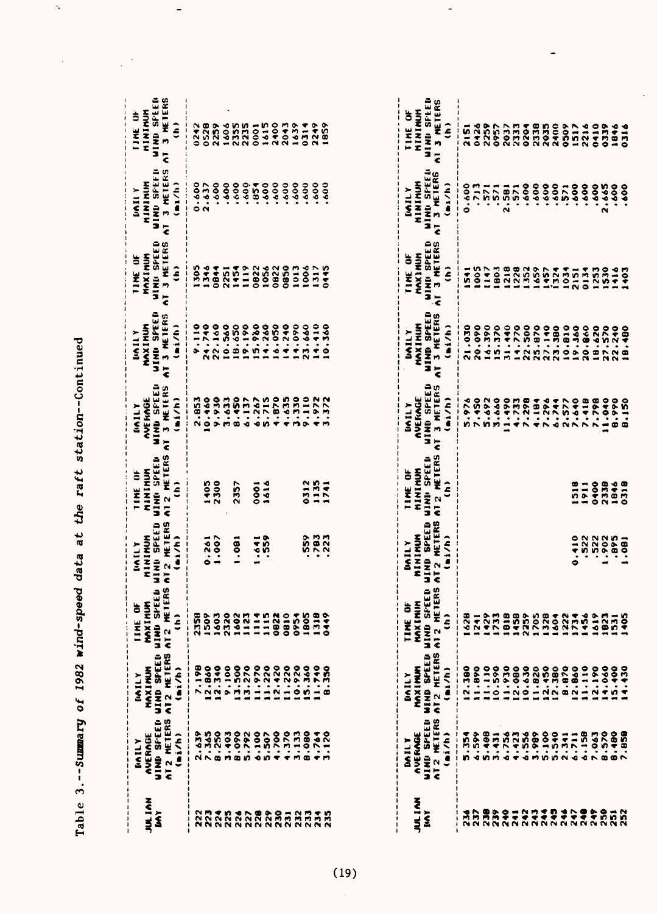Table 3.--*Summary of 1982 wind-speed data at the raft station*--Continued

| JULIAN DAY | DAILY AVERAGE WIND SPEED AT 2 METERS (mi/h) | DAILY MAXIMUM WIND SPEED AT 2 METERS (mi/h) | TIME OF MAXIMUM WIND SPEED AT 2 METERS (h) | DAILY MINIMUM WIND SPEED AT 2 METERS (mi/h) | TIME OF MINIMUM WIND SPEED AT 2 METERS (h) | DAILY AVERAGE WIND SPEED AT 3 METERS (mi/h) | DAILY MAXIMUM WIND SPEED AT 3 METERS (mi/h) | TIME OF MAXIMUM WIND SPEED AT 3 METERS (h) | DAILY MINIMUM WIND SPEED AT 3 METERS (mi/h) | TIME OF MINIMUM WIND SPEED AT 3 METERS (h) |
|---|---|---|---|---|---|---|---|---|---|---|
| 222 | 2.639 | 7.198 | 2358 | | | 2.853 | 9.110 | 1305 | 0.600 | 0242 |
| 223 | 7.365 | 12.860 | 1509 | 0.261 | 1405 | 10.460 | 24.740 | 1346 | 2.637 | 0528 |
| 224 | 8.250 | 12.340 | 1603 | 1.007 | 2300 | 9.930 | 22.160 | 0844 | .600 | 2259 |
| 225 | 3.403 | 9.100 | 2320 | | | 3.633 | 10.560 | 2251 | .600 | 1606 |
| 226 | 8.090 | 13.500 | 1602 | 1.081 | 2357 | 8.450 | 18.650 | 1454 | .600 | 2355 |
| 227 | 5.792 | 13.270 | 1123 | | | 6.137 | 19.190 | 1119 | .600 | 2235 |
| 228 | 6.100 | 11.970 | 1114 | 1.641 | 0001 | 6.267 | 15.960 | 0822 | .854 | 0001 |
| 229 | 5.507 | 11.220 | 1115 | .559 | 1616 | 5.715 | 14.260 | 1056 | .600 | 1615 |
| 230 | 4.700 | 12.420 | 0822 | | | 4.870 | 16.050 | 0822 | .600 | 2400 |
| 231 | 4.370 | 11.220 | 0810 | | | 4.635 | 14.240 | 0850 | .600 | 2043 |
| 232 | 3.133 | 10.920 | 0954 | | | 3.330 | 14.090 | 1013 | .600 | 1639 |
| 233 | 8.080 | 15.360 | 1805 | .559 | 0312 | 9.110 | 23.660 | 1006 | .600 | 0314 |
| 234 | 4.764 | 11.740 | 1318 | .783 | 1135 | 4.972 | 14.410 | 1317 | .600 | 2249 |
| 235 | 3.120 | 8.350 | 0449 | .223 | 1741 | 3.372 | 10.360 | 0445 | .600 | 1859 |

| JULIAN DAY | DAILY AVERAGE WIND SPEED AT 2 METERS (mi/h) | DAILY MAXIMUM WIND SPEED AT 2 METERS (mi/h) | TIME OF MAXIMUM WIND SPEED AT 2 METERS (h) | DAILY MINIMUM WIND SPEED AT 2 METERS (mi/h) | TIME OF MINIMUM WIND SPEED AT 2 METERS (h) | DAILY AVERAGE WIND SPEED AT 3 METERS (mi/h) | DAILY MAXIMUM WIND SPEED AT 3 METERS (mi/h) | TIME OF MAXIMUM WIND SPEED AT 3 METERS (h) | DAILY MINIMUM WIND SPEED AT 3 METERS (mi/h) | TIME OF MINIMUM WIND SPEED AT 3 METERS (h) |
|---|---|---|---|---|---|---|---|---|---|---|
| 236 | 5.354 | 12.380 | 1628 | | | 5.976 | 21.030 | 1541 | 0.600 | 2151 |
| 237 | 6.599 | 11.890 | 1241 | | | 7.450 | 20.090 | 1005 | .713 | 0426 |
| 238 | 5.408 | 11.110 | 1429 | | | 5.692 | 16.390 | 1147 | .571 | 2259 |
| 239 | 3.431 | 10.590 | 1733 | | | 3.660 | 15.370 | 1803 | .571 | 0957 |
| 240 | 6.756 | 11.930 | 1818 | | | 11.490 | 31.440 | 1218 | 2.581 | 2037 |
| 241 | 4.423 | 12.080 | 1458 | | | 4.733 | 14.770 | 1228 | .571 | 2333 |
| 242 | 6.556 | 10.630 | 2259 | | | 7.298 | 22.500 | 1352 | .600 | 0204 |
| 243 | 3.989 | 11.820 | 1705 | | | 4.184 | 25.870 | 1659 | .600 | 2338 |
| 244 | 5.100 | 12.450 | 1328 | | | 7.296 | 27.140 | 1457 | .600 | 2035 |
| 245 | 5.540 | 12.380 | 1604 | | | 6.744 | 23.380 | 1324 | .600 | 2400 |
| 246 | 2.341 | 8.870 | 1222 | | | 2.577 | 10.810 | 1034 | .571 | 0509 |
| 247 | 6.711 | 12.860 | 1734 | 0.410 | 1518 | 7.640 | 19.360 | 2151 | .600 | 1517 |
| 248 | 6.158 | 11.110 | 1456 | .522 | 1911 | 7.418 | 20.860 | 0134 | .600 | 2216 |
| 249 | 7.063 | 12.190 | 1619 | .522 | 0400 | 7.798 | 18.620 | 1253 | .600 | 0410 |
| 250 | 8.570 | 14.060 | 1823 | 1.902 | 2338 | 11.040 | 27.570 | 1530 | 2.665 | 0339 |
| 251 | 8.480 | 15.400 | 1531 | .895 | 1846 | 8.990 | 22.240 | 1416 | .600 | 1846 |
| 252 | 7.858 | 14.430 | 1405 | 1.081 | 0318 | 8.150 | 18.480 | 1403 | .600 | 0316 |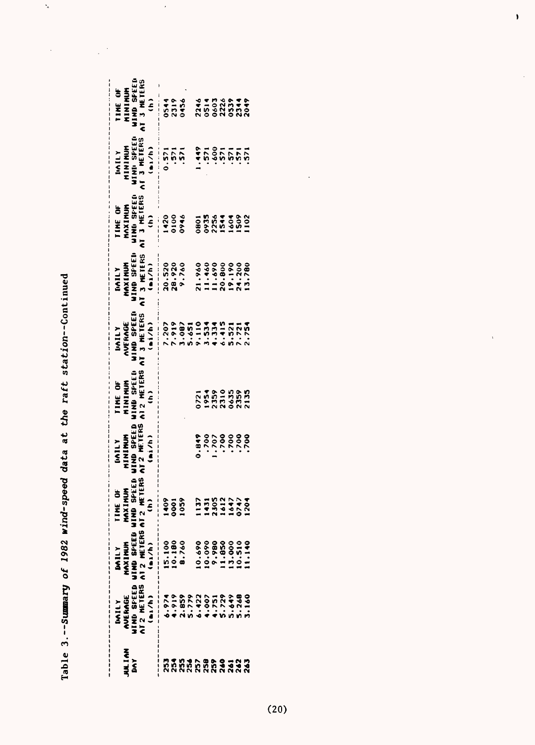Table 3.--*Summary of 1982 wind-speed data at the raft station*--Continued

| JULIAN DAY | DAILY AVERAGE WIND SPEED AT 2 METERS (mi/h) | DAILY MAXIMUM WIND SPEED AT 2 METERS (mi/h) | TIME OF MAXIMUM WIND SPEED AT 2 METERS (h) | DAILY MINIMUM WIND SPEED AT 2 METERS (mi/h) | TIME OF MINIMUM WIND SPEED AT 2 METERS (h) | DAILY AVERAGE WIND SPEED AT 3 METERS (mi/h) | DAILY MAXIMUM WIND SPEED AT 3 METERS (mi/h) | TIME OF MAXIMUM WIND SPEED AT 3 METERS (h) | DAILY MINIMUM WIND SPEED AT 3 METERS (mi/h) | TIME OF MINIMUM WIND SPEED AT 3 METERS (h) |
|---|---|---|---|---|---|---|---|---|---|---|
| 253 | 6.974 | 15.100 | 1409 | | | 7.207 | 20.520 | 1420 | 0.571 | 0544 |
| 254 | 4.919 | 10.180 | 0001 | | | 7.919 | 28.920 | 0100 | .571 | 2319 |
| 255 | 2.859 | 8.760 | 1059 | | | 3.087 | 9.760 | 0946 | .571 | 0456 |
| 256 | 5.779 | | | | | 5.651 | | | | |
| 257 | 6.422 | 10.690 | 1137 | 0.849 | 0721 | 9.110 | 21.960 | 0801 | 1.449 | 2246 |
| 258 | 4.007 | 10.090 | 1431 | .700 | 1954 | 3.534 | 11.460 | 0935 | .571 | 0514 |
| 259 | 4.751 | 9.980 | 2305 | 1.707 | 2359 | 4.334 | 11.690 | 2256 | .600 | 0603 |
| 260 | 5.729 | 11.850 | 1612 | .700 | 2310 | 6.415 | 20.800 | 1544 | .571 | 2226 |
| 261 | 5.649 | 13.000 | 1647 | .700 | 0635 | 5.521 | 19.190 | 1604 | .571 | 0539 |
| 262 | 5.268 | 10.510 | 0747 | .700 | 2359 | 7.721 | 24.200 | 1509 | .571 | 2344 |
| 263 | 3.160 | 11.140 | 1204 | .700 | 2135 | 2.754 | 13.780 | 1102 | .571 | 2049 |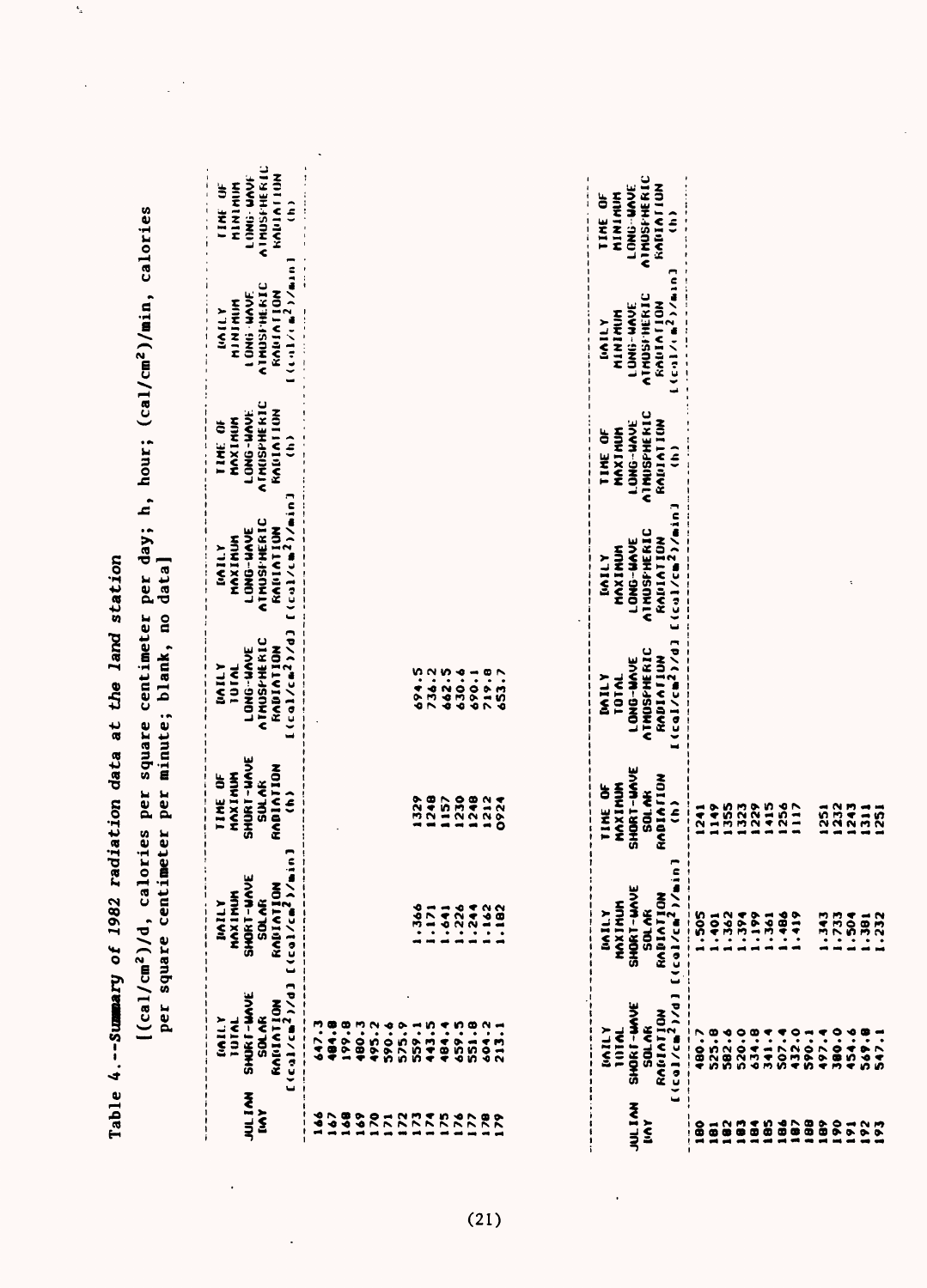Table 4.--*Summary of 1982 radiation data at the land station*

[(cal/cm²)/d, calories per square centimeter per day; h, hour; (cal/cm²)/min, calories per square centimeter per minute; blank, no data]

| JULIAN DAY | DAILY TOTAL SHORT-WAVE SOLAR RADIATION [(cal/cm²)/d] | DAILY MAXIMUM SHORT-WAVE SOLAR RADIATION [(cal/cm²)/min] | TIME OF MAXIMUM SHORT-WAVE SOLAR RADIATION (h) | DAILY TOTAL LONG-WAVE ATMOSPHERIC RADIATION [(cal/cm²)/d] | DAILY MAXIMUM LONG-WAVE ATMOSPHERIC RADIATION [(cal/cm²)/min] | TIME OF MAXIMUM LONG-WAVE ATMOSPHERIC RADIATION (h) | DAILY MINIMUM LONG-WAVE ATMOSPHERIC RADIATION [(cal/cm²)/min] | TIME OF MINIMUM LONG-WAVE ATMOSPHERIC RADIATION (h) |
|---|---|---|---|---|---|---|---|---|
| 166 | 647.3 | | | | | | | |
| 167 | 484.8 | | | | | | | |
| 168 | 199.8 | | | | | | | |
| 169 | 480.3 | | | | | | | |
| 170 | 495.2 | | | | | | | |
| 171 | 590.6 | | | | | | | |
| 172 | 575.9 | | | | | | | |
| 173 | 559.1 | 1.366 | 1329 | 694.5 | | | | |
| 174 | 443.5 | 1.171 | 1248 | 736.2 | | | | |
| 175 | 484.4 | 1.641 | 1157 | 662.5 | | | | |
| 176 | 659.5 | 1.226 | 1230 | 630.6 | | | | |
| 177 | 551.8 | 1.244 | 1248 | 690.1 | | | | |
| 178 | 604.2 | 1.162 | 1212 | 719.8 | | | | |
| 179 | 213.1 | 1.182 | 0924 | 653.7 | | | | |

| JULIAN DAY | DAILY TOTAL SHORT-WAVE SOLAR RADIATION [(cal/cm²)/d] | DAILY MAXIMUM SHORT-WAVE SOLAR RADIATION [(cal/cm²)/min] | TIME OF MAXIMUM SHORT-WAVE SOLAR RADIATION (h) | DAILY TOTAL LONG-WAVE ATMOSPHERIC RADIATION [(cal/cm²)/d] | DAILY MAXIMUM LONG-WAVE ATMOSPHERIC RADIATION [(cal/cm²)/min] | TIME OF MAXIMUM LONG-WAVE ATMOSPHERIC RADIATION (h) | DAILY MINIMUM LONG-WAVE ATMOSPHERIC RADIATION [(cal/cm²)/min] | TIME OF MINIMUM LONG-WAVE ATMOSPHERIC RADIATION (h) |
|---|---|---|---|---|---|---|---|---|
| 180 | 480.7 | 1.505 | 1241 | | | | | |
| 181 | 525.8 | 1.401 | 1149 | | | | | |
| 182 | 582.6 | 1.362 | 1355 | | | | | |
| 183 | 520.0 | 1.394 | 1323 | | | | | |
| 184 | 634.8 | 1.199 | 1229 | | | | | |
| 185 | 341.4 | 1.361 | 1415 | | | | | |
| 186 | 507.4 | 1.486 | 1256 | | | | | |
| 187 | 432.0 | 1.419 | 1117 | | | | | |
| 188 | 590.1 | | | | | | | |
| 189 | 497.4 | 1.343 | 1251 | | | | | |
| 190 | 380.0 | 1.733 | 1232 | | | | | |
| 191 | 454.6 | 1.504 | 1243 | | | | | |
| 192 | 569.8 | 1.381 | 1311 | | | | | |
| 193 | 547.1 | 1.232 | 1251 | | | | | |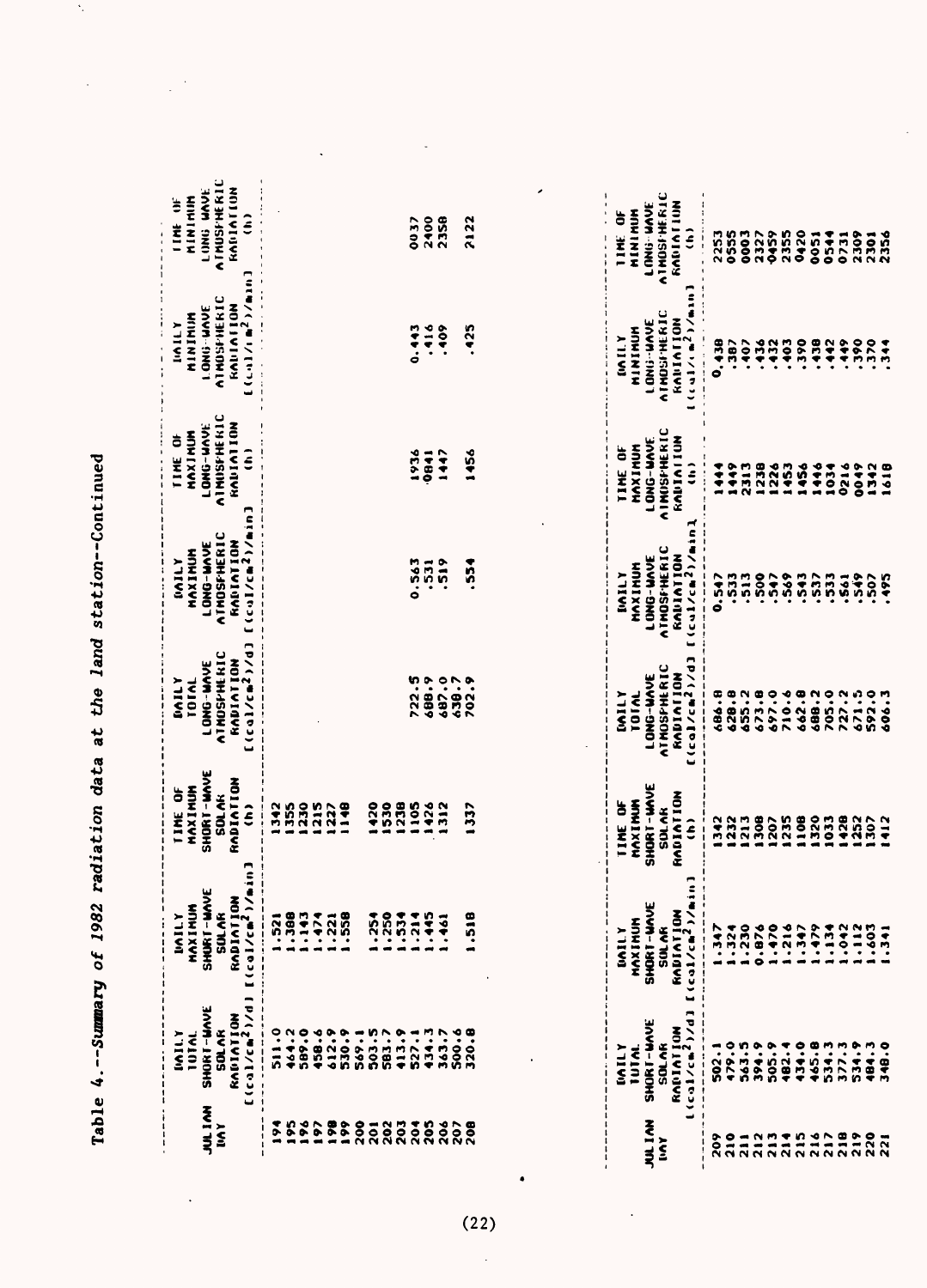Table 4.--Summary of 1982 radiation data at the land station--Continued

| JULIAN DAY | DAILY TOTAL SHORT-WAVE SOLAR RADIATION [(cal/cm²)/d] | DAILY MAXIMUM SHORT-WAVE SOLAR RADIATION [(cal/cm²)/min] | TIME OF MAXIMUM SHORT-WAVE SOLAR RADIATION (h) | DAILY TOTAL LONG-WAVE ATMOSPHERIC RADIATION [(cal/cm²)/d] | DAILY MAXIMUM LONG-WAVE ATMOSPHERIC RADIATION [(cal/cm²)/min] | TIME OF MAXIMUM LONG-WAVE ATMOSPHERIC RADIATION (h) | DAILY MINIMUM LONG-WAVE ATMOSPHERIC RADIATION [(cal/cm²)/min] | TIME OF MINIMUM LONG-WAVE ATMOSPHERIC RADIATION (h) |
|---|---|---|---|---|---|---|---|---|
| 194 | 511.0 | 1.521 | 1342 | | | | | |
| 195 | 464.2 | 1.388 | 1355 | | | | | |
| 196 | 589.0 | 1.143 | 1230 | | | | | |
| 197 | 458.6 | 1.474 | 1215 | | | | | |
| 198 | 612.9 | 1.221 | 1227 | | | | | |
| 199 | 530.9 | 1.558 | 1148 | | | | | |
| 200 | 569.1 | | | | | | | |
| 201 | 503.5 | 1.254 | 1420 | | | | | |
| 202 | 583.7 | 1.250 | 1530 | | | | | |
| 203 | 413.9 | 1.534 | 1238 | | | | | |
| 204 | 527.1 | 1.214 | 1105 | 722.5 | 0.563 | 1936 | 0.443 | 0037 |
| 205 | 434.3 | 1.445 | 1426 | 688.9 | .531 | 0841 | .416 | 2400 |
| 206 | 363.7 | 1.461 | 1312 | 687.0 | .519 | 1447 | .409 | 2358 |
| 207 | 500.6 | | | 630.7 | | | | |
| 208 | 320.8 | 1.518 | 1337 | 702.9 | .554 | 1456 | .425 | 2122 |
| 209 | 502.1 | 1.347 | 1342 | 686.8 | 0.547 | 1444 | 0.438 | 2253 |
| 210 | 479.0 | 1.324 | 1232 | 628.8 | .533 | 1449 | .387 | 0555 |
| 211 | 563.5 | 1.230 | 1213 | 655.2 | .513 | 2313 | .407 | 0003 |
| 212 | 394.9 | 0.876 | 1308 | 673.8 | .500 | 1238 | .436 | 2327 |
| 213 | 505.9 | 1.470 | 1207 | 697.0 | .547 | 1226 | .432 | 0459 |
| 214 | 482.4 | 1.216 | 1235 | 710.6 | .569 | 1453 | .403 | 2355 |
| 215 | 434.0 | 1.347 | 1108 | 662.8 | .543 | 1456 | .390 | 0420 |
| 216 | 465.8 | 1.479 | 1320 | 688.2 | .537 | 1446 | .438 | 0051 |
| 217 | 534.3 | 1.134 | 1033 | 705.0 | .533 | 1034 | .442 | 0544 |
| 218 | 377.3 | 1.042 | 1428 | 727.2 | .561 | 0216 | .440 | 0731 |
| 219 | 534.9 | 1.112 | 1252 | 671.5 | .549 | 0049 | .390 | 2309 |
| 220 | 484.3 | 1.603 | 1307 | 592.0 | .507 | 1342 | .370 | 2301 |
| 221 | 348.0 | 1.341 | 1412 | 606.3 | .495 | 1618 | .344 | 2356 |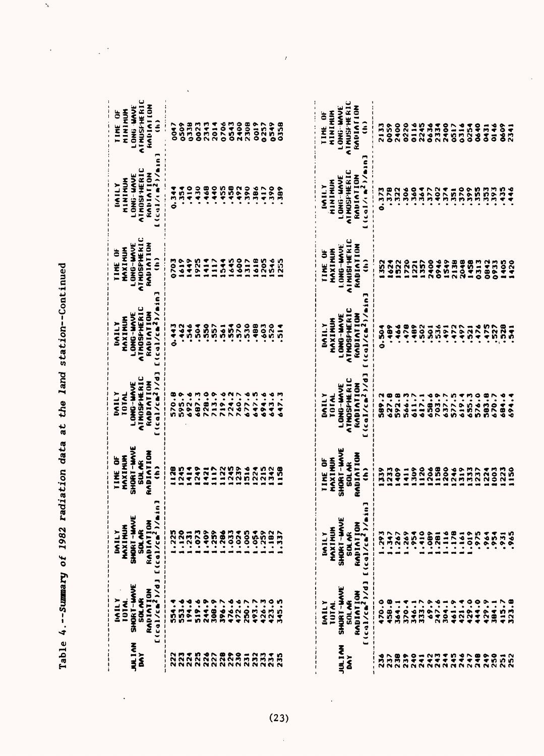Table 4.--Summary of 1982 radiation data at the land station--Continued

| JULIAN DAY | DAILY TOTAL SHORT-WAVE SOLAR RADIATION [(cal/cm²)/d] | DAILY MAXIMUM SHORT-WAVE SOLAR RADIATION [(cal/cm²)/min] | TIME OF MAXIMUM SHORT-WAVE SOLAR RADIATION (h) | DAILY TOTAL LONG-WAVE ATMOSPHERIC RADIATION [(cal/cm²)/d] | DAILY MAXIMUM LONG-WAVE ATMOSPHERIC RADIATION [(cal/cm²)/min] | TIME OF MAXIMUM LONG-WAVE ATMOSPHERIC RADIATION (h) | DAILY MINIMUM LONG-WAVE ATMOSPHERIC RADIATION [(cal/cm²)/min] | TIME OF MINIMUM LONG-WAVE ATMOSPHERIC RADIATION (h) |
|---|---|---|---|---|---|---|---|---|
| 222 | 554.4 | 1.225 | 1128 | 570.8 | 0.443 | 0703 | 0.344 | 0047 |
| 223 | 553.6 | 1.120 | 1245 | 595.9 | .462 | 1619 | .354 | 0509 |
| 224 | 194.6 | 1.231 | 1414 | 692.6 | .546 | 1449 | .410 | 0338 |
| 225 | 519.6 | 1.073 | 1249 | 687.3 | .504 | 1925 | .430 | 0023 |
| 226 | 244.9 | 1.409 | 1421 | 728.0 | .550 | 1414 | .468 | 2343 |
| 227 | 308.9 | 1.259 | 1117 | 713.9 | .557 | 1117 | .440 | 2014 |
| 228 | 396.7 | 1.286 | 1122 | 719.6 | .561 | 1544 | .455 | 0706 |
| 229 | 476.6 | 1.033 | 1245 | 724.2 | .554 | 1645 | .458 | 0543 |
| 230 | 472.6 | 1.024 | 1239 | 760.7 | .570 | 1600 | .492 | 2400 |
| 231 | 250.7 | 1.005 | 1516 | 677.6 | .530 | 1317 | .390 | 2308 |
| 232 | 493.7 | 1.054 | 1224 | 647.5 | .488 | 1618 | .386 | 0019 |
| 233 | 426.3 | 1.259 | 1215 | 694.6 | .603 | 1205 | .417 | 0257 |
| 234 | 423.0 | 1.182 | 1342 | 643.6 | .520 | 1546 | .390 | 0549 |
| 235 | 345.5 | 1.337 | 1158 | 647.3 | .514 | 1255 | .389 | 0358 |

| JULIAN DAY | DAILY TOTAL SHORT-WAVE SOLAR RADIATION [(cal/cm²)/d] | DAILY MAXIMUM SHORT-WAVE SOLAR RADIATION [(cal/cm²)/min] | TIME OF MAXIMUM SHORT-WAVE SOLAR RADIATION (h) | DAILY TOTAL LONG-WAVE ATMOSPHERIC RADIATION [(cal/cm²)/d] | DAILY MAXIMUM LONG-WAVE ATMOSPHERIC RADIATION [(cal/cm²)/min] | TIME OF MAXIMUM LONG-WAVE ATMOSPHERIC RADIATION (h) | DAILY MINIMUM LONG-WAVE ATMOSPHERIC RADIATION [(cal/cm²)/min] | TIME OF MINIMUM LONG-WAVE ATMOSPHERIC RADIATION (h) |
|---|---|---|---|---|---|---|---|---|
| 236 | 470.0 | 1.293 | 1339 | 589.2 | 0.504 | 1352 | 0.373 | 2133 |
| 237 | 458.8 | 1.347 | 1233 | 627.8 | .489 | 1624 | .378 | 0059 |
| 238 | 364.1 | 1.267 | 1409 | 592.8 | .466 | 1522 | .322 | 2400 |
| 239 | 370.4 | 1.269 | 1411 | 566.3 | .478 | 1720 | .306 | 0220 |
| 240 | 346.1 | .954 | 1309 | 611.7 | .489 | 1221 | .360 | 0116 |
| 241 | 333.7 | 1.410 | 1120 | 617.1 | .502 | 1357 | .364 | 2245 |
| 242 | 69.9 | 1.089 | 1206 | 658.6 | .501 | 2400 | .377 | 0636 |
| 243 | 247.6 | 1.281 | 1158 | 703.9 | .536 | 0946 | .402 | 2334 |
| 244 | 304.1 | 1.116 | 1200 | 637.7 | .491 | 1549 | .374 | 2400 |
| 245 | 461.9 | 1.178 | 1246 | 577.5 | .472 | 2138 | .351 | 0517 |
| 246 | 421.4 | 1.161 | 1319 | 619.4 | .497 | 2048 | .370 | 0316 |
| 247 | 429.0 | 1.019 | 1333 | 655.3 | .521 | 1458 | .399 | 0254 |
| 248 | 444.0 | .975 | 1237 | 576.0 | .476 | 0313 | .355 | 0640 |
| 249 | 429.9 | .964 | 1224 | 583.8 | .475 | 0842 | .353 | 0431 |
| 250 | 384.1 | .954 | 1003 | 670.7 | .527 | 0933 | .393 | 0146 |
| 251 | 415.7 | .931 | 1223 | 684.6 | .528 | 1405 | .435 | 0609 |
| 252 | 323.8 | .965 | 1150 | 694.4 | .541 | 1420 | .446 | 2341 |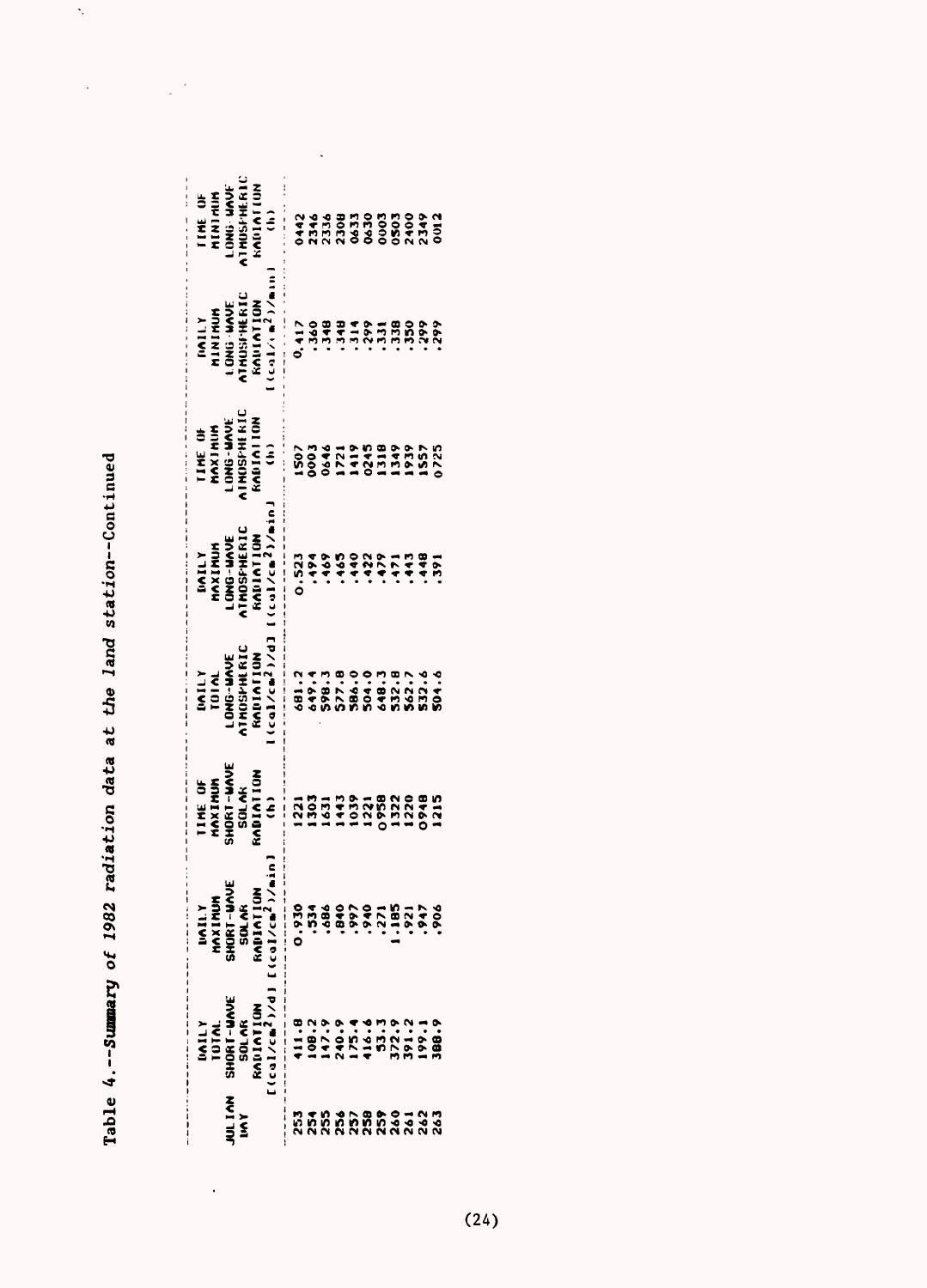Table 4.--*Summary* of 1982 radiation data at the land station--Continued

| JULIAN DAY | DAILY TOTAL SHORT-WAVE SOLAR RADIATION [(cal/cm²)/d] | DAILY MAXIMUM SHORT-WAVE SOLAR RADIATION [(cal/cm²)/min] | TIME OF MAXIMUM SHORT-WAVE SOLAR RADIATION (h) | DAILY TOTAL LONG-WAVE ATMOSPHERIC RADIATION [(cal/cm²)/d] | DAILY MAXIMUM LONG-WAVE ATMOSPHERIC RADIATION [(cal/cm²)/min] | TIME OF MAXIMUM LONG-WAVE ATMOSPHERIC RADIATION (h) | DAILY MINIMUM LONG-WAVE ATMOSPHERIC RADIATION [(cal/cm²)/min] | TIME OF MINIMUM LONG-WAVE ATMOSPHERIC RADIATION (h) |
|---|---|---|---|---|---|---|---|---|
| 253 | 411.8 | 0.930 | 1221 | 681.2 | 0.523 | 1507 | 0.417 | 0442 |
| 254 | 108.2 | .534 | 1303 | 649.4 | .494 | 0003 | .360 | 2346 |
| 255 | 147.9 | .686 | 1631 | 598.3 | .469 | 0646 | .348 | 2336 |
| 256 | 240.9 | .840 | 1443 | 577.8 | .465 | 1721 | .348 | 2308 |
| 257 | 175.4 | .997 | 1039 | 586.0 | .440 | 1419 | .314 | 0633 |
| 258 | 416.6 | .940 | 1221 | 504.0 | .422 | 0245 | .299 | 0630 |
| 259 | 53.3 | .271 | 0958 | 648.3 | .479 | 1318 | .331 | 0003 |
| 260 | 372.9 | 1.185 | 1322 | 532.8 | .471 | 1349 | .338 | 0503 |
| 261 | 391.2 | .921 | 1220 | 562.7 | .443 | 1939 | .350 | 2400 |
| 262 | 199.1 | .947 | 0948 | 532.6 | .448 | 1557 | .299 | 2349 |
| 263 | 388.9 | .906 | 1215 | 504.6 | .391 | 0725 | .299 | 0012 |